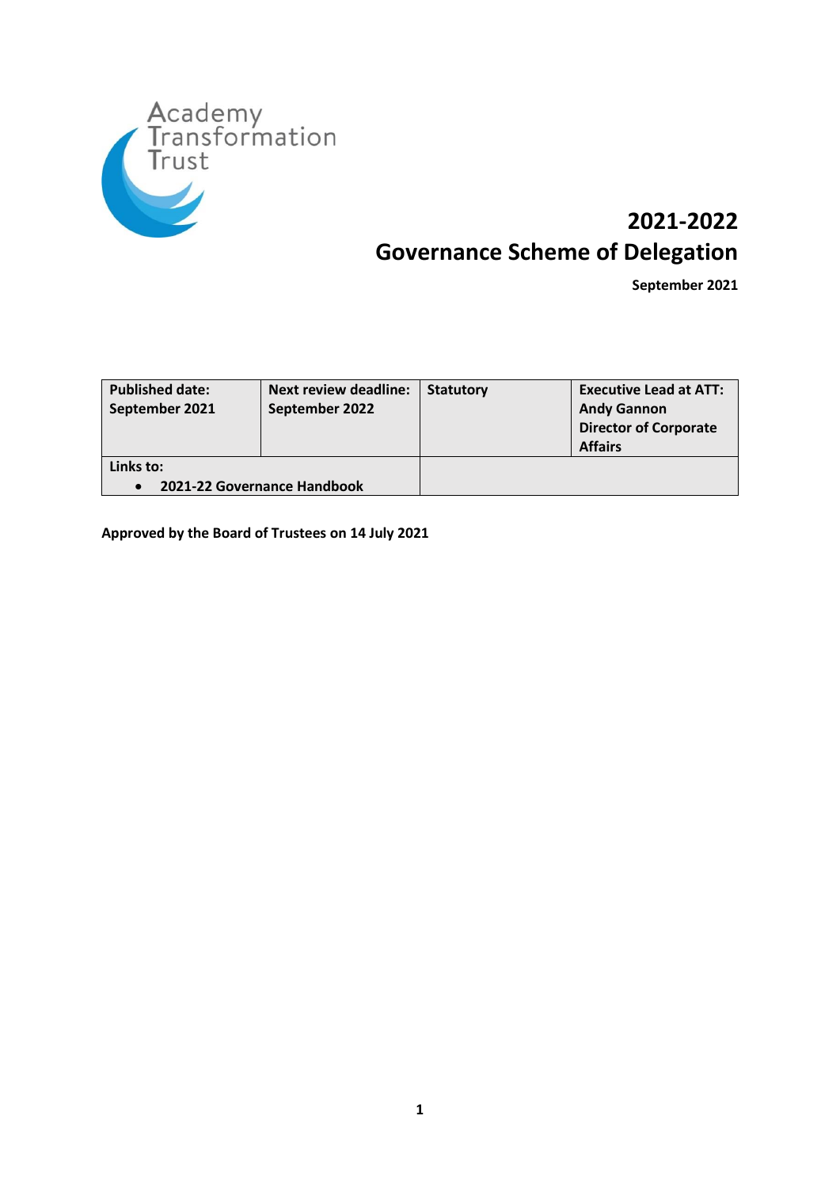Academy Transformation Trust

# 2021-2022
# Governance Scheme of Delegation

**September 2021**

| **Published date: September 2021** | **Next review deadline: September 2022** | **Statutory** | **Executive Lead at ATT: Andy Gannon Director of Corporate Affairs** |
|---|---|---|---|
| **Links to:** <br> • **2021-22 Governance Handbook** | | | |

**Approved by the Board of Trustees on 14 July 2021**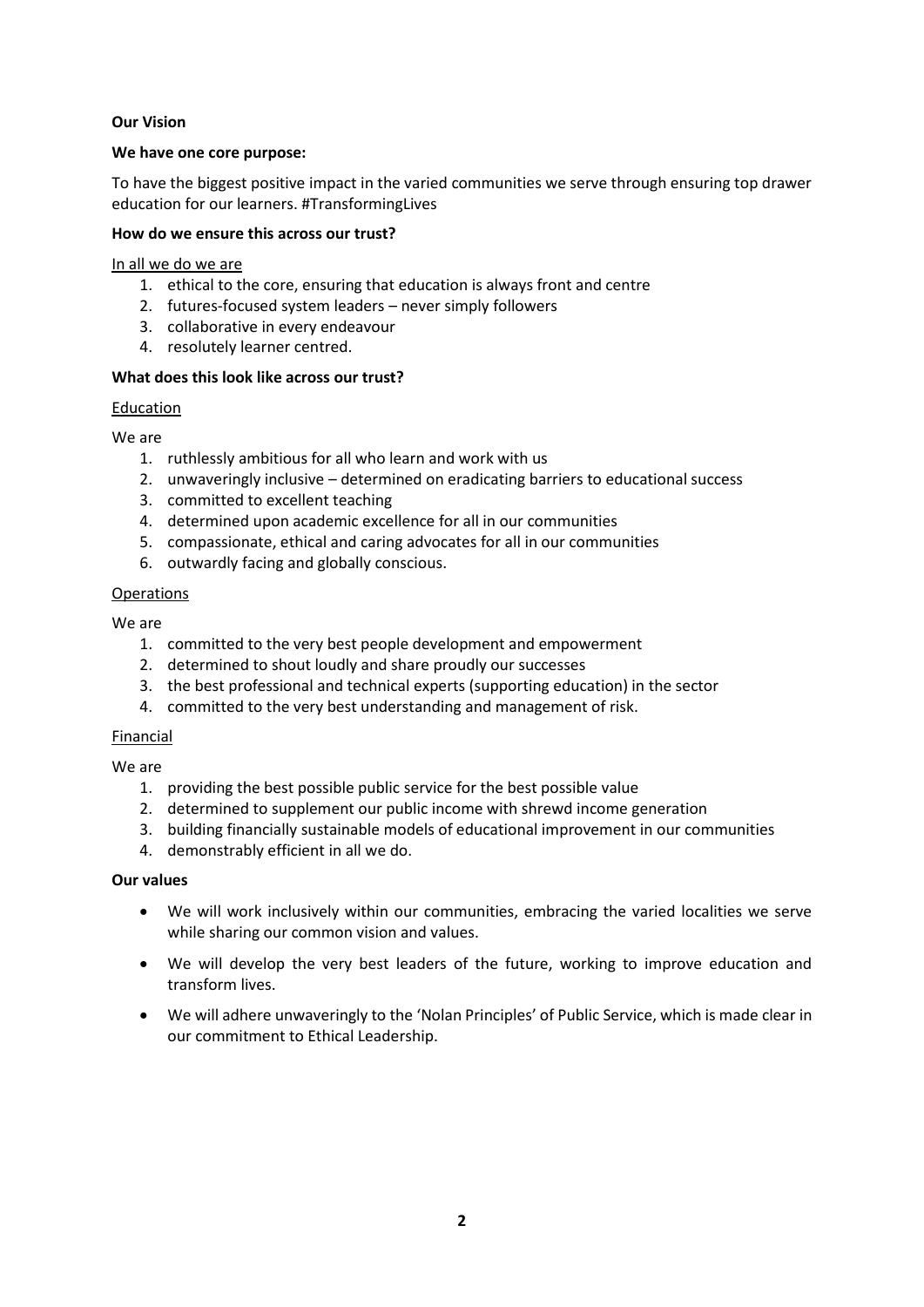**Our Vision**

**We have one core purpose:**

To have the biggest positive impact in the varied communities we serve through ensuring top drawer education for our learners. #TransformingLives

**How do we ensure this across our trust?**

<u>In all we do we are</u>

1. ethical to the core, ensuring that education is always front and centre
2. futures-focused system leaders – never simply followers
3. collaborative in every endeavour
4. resolutely learner centred.

**What does this look like across our trust?**

<u>Education</u>

We are

1. ruthlessly ambitious for all who learn and work with us
2. unwaveringly inclusive – determined on eradicating barriers to educational success
3. committed to excellent teaching
4. determined upon academic excellence for all in our communities
5. compassionate, ethical and caring advocates for all in our communities
6. outwardly facing and globally conscious.

<u>Operations</u>

We are

1. committed to the very best people development and empowerment
2. determined to shout loudly and share proudly our successes
3. the best professional and technical experts (supporting education) in the sector
4. committed to the very best understanding and management of risk.

<u>Financial</u>

We are

1. providing the best possible public service for the best possible value
2. determined to supplement our public income with shrewd income generation
3. building financially sustainable models of educational improvement in our communities
4. demonstrably efficient in all we do.

**Our values**

- We will work inclusively within our communities, embracing the varied localities we serve while sharing our common vision and values.
- We will develop the very best leaders of the future, working to improve education and transform lives.
- We will adhere unwaveringly to the 'Nolan Principles' of Public Service, which is made clear in our commitment to Ethical Leadership.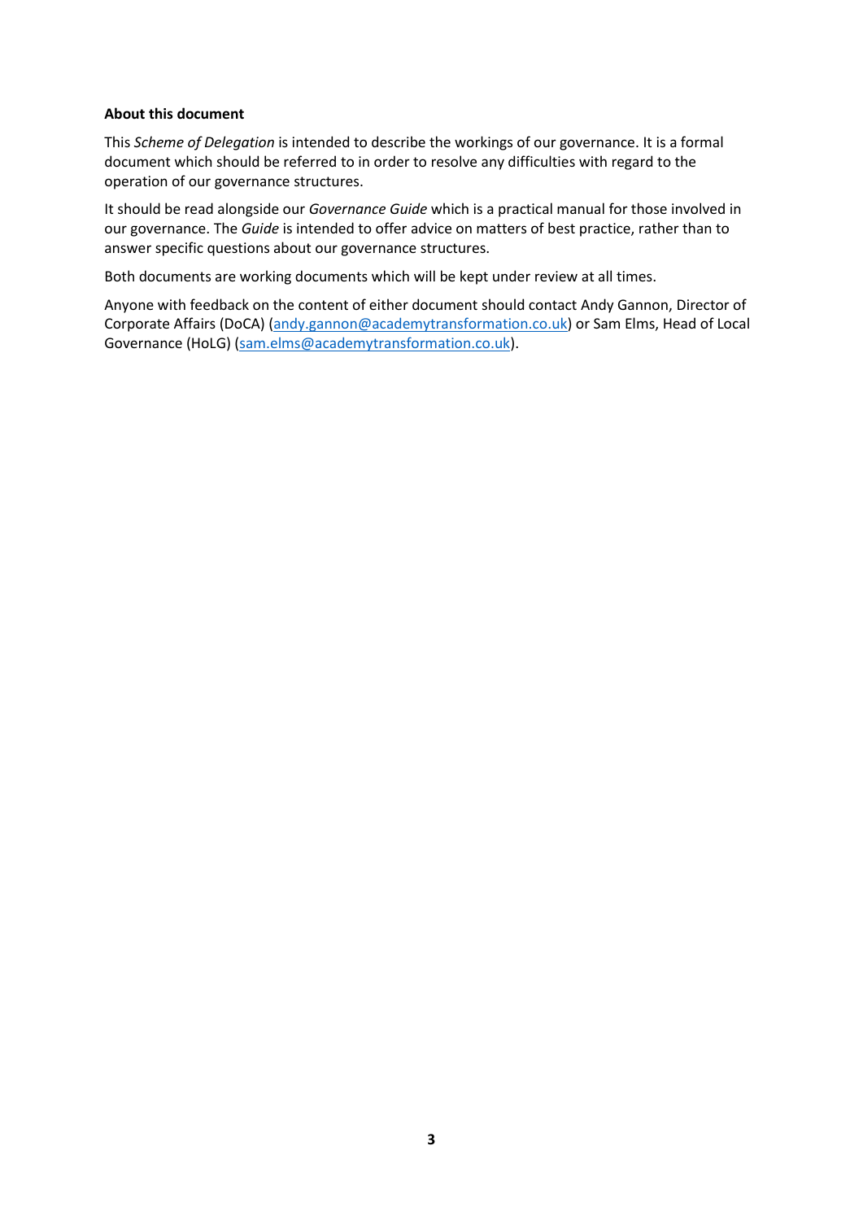**About this document**

This *Scheme of Delegation* is intended to describe the workings of our governance. It is a formal document which should be referred to in order to resolve any difficulties with regard to the operation of our governance structures.

It should be read alongside our *Governance Guide* which is a practical manual for those involved in our governance. The *Guide* is intended to offer advice on matters of best practice, rather than to answer specific questions about our governance structures.

Both documents are working documents which will be kept under review at all times.

Anyone with feedback on the content of either document should contact Andy Gannon, Director of Corporate Affairs (DoCA) (andy.gannon@academytransformation.co.uk) or Sam Elms, Head of Local Governance (HoLG) (sam.elms@academytransformation.co.uk).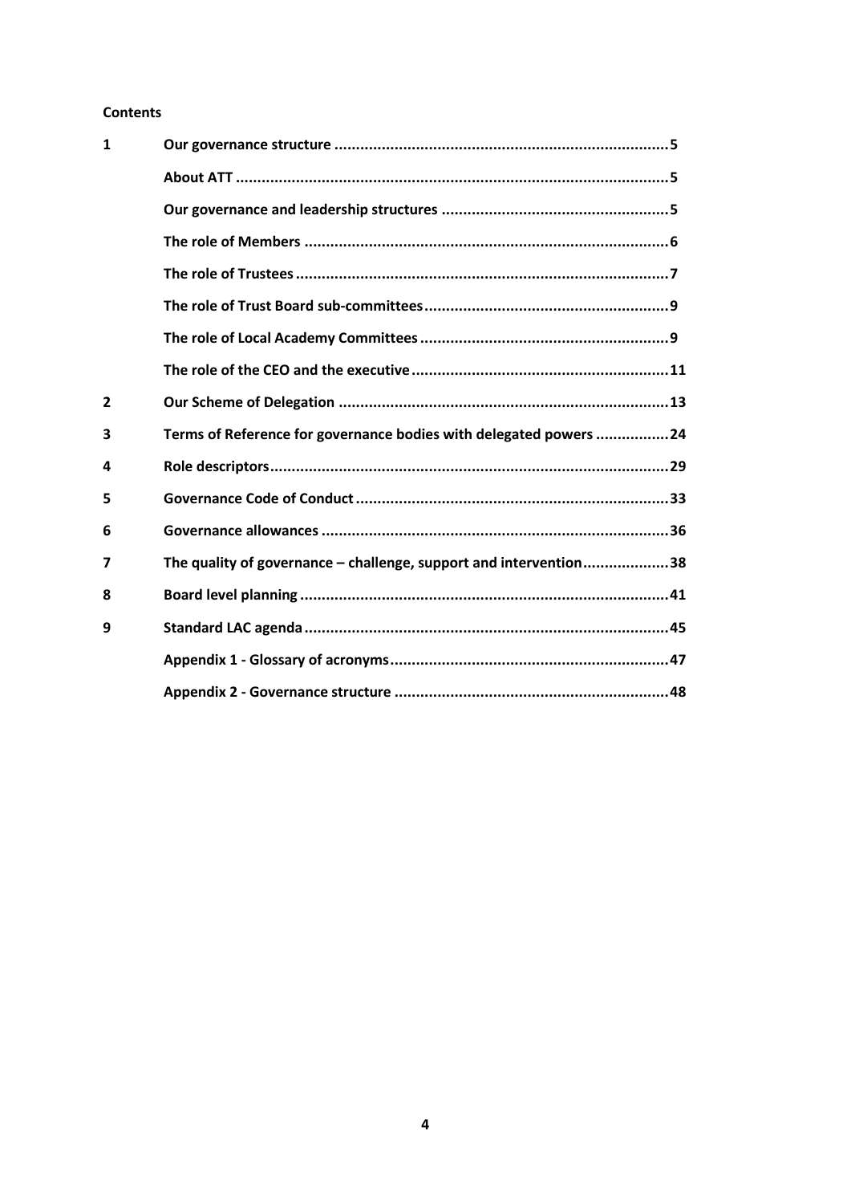**Contents**

| | | |
|---|---|---|
| 1 | **Our governance structure** | **5** |
| | **About ATT** | **5** |
| | **Our governance and leadership structures** | **5** |
| | **The role of Members** | **6** |
| | **The role of Trustees** | **7** |
| | **The role of Trust Board sub-committees** | **9** |
| | **The role of Local Academy Committees** | **9** |
| | **The role of the CEO and the executive** | **11** |
| 2 | **Our Scheme of Delegation** | **13** |
| 3 | **Terms of Reference for governance bodies with delegated powers** | **24** |
| 4 | **Role descriptors** | **29** |
| 5 | **Governance Code of Conduct** | **33** |
| 6 | **Governance allowances** | **36** |
| 7 | **The quality of governance – challenge, support and intervention** | **38** |
| 8 | **Board level planning** | **41** |
| 9 | **Standard LAC agenda** | **45** |
| | **Appendix 1 - Glossary of acronyms** | **47** |
| | **Appendix 2 - Governance structure** | **48** |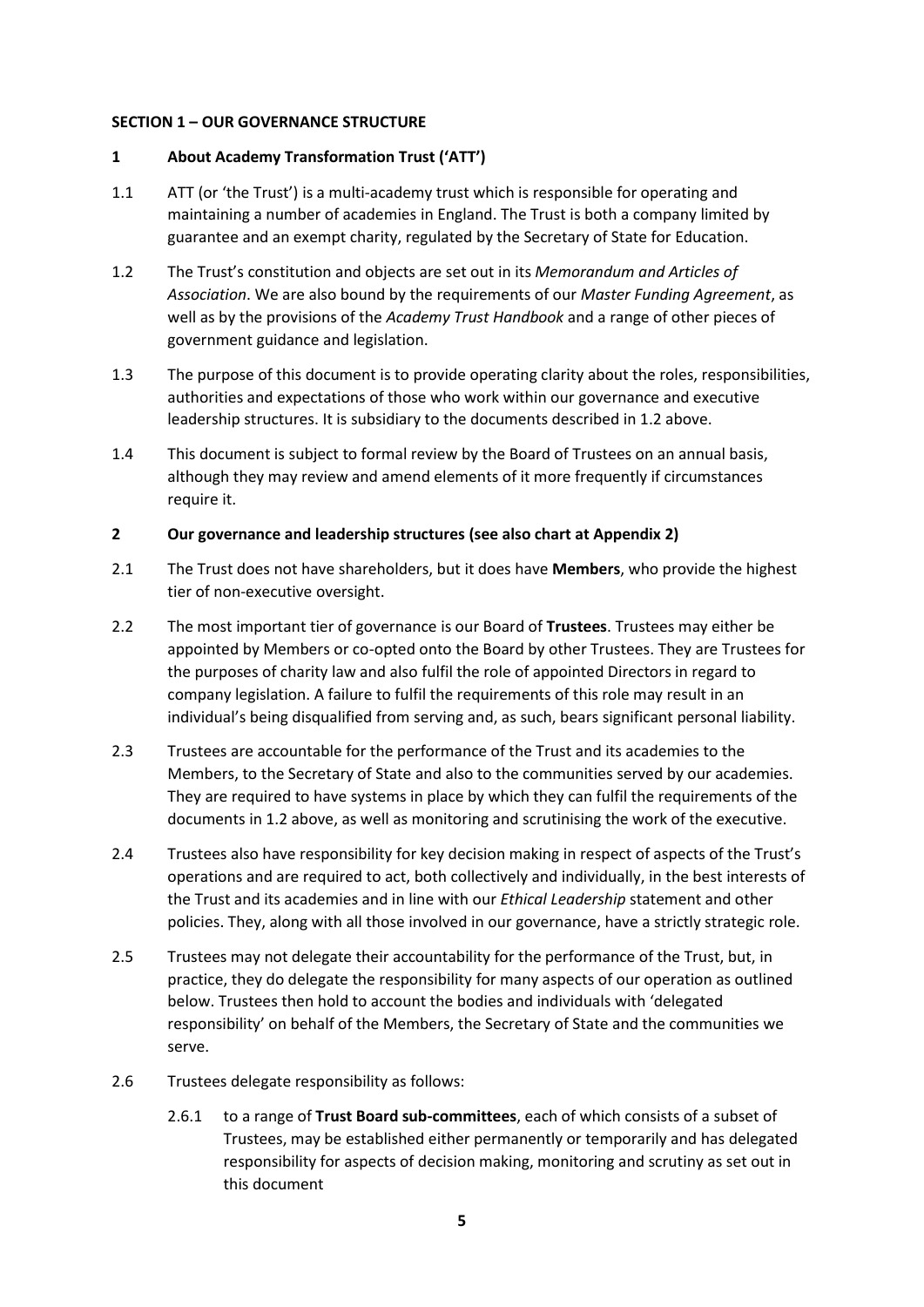**SECTION 1 – OUR GOVERNANCE STRUCTURE**

**1 About Academy Transformation Trust ('ATT')**

1.1 ATT (or 'the Trust') is a multi-academy trust which is responsible for operating and maintaining a number of academies in England. The Trust is both a company limited by guarantee and an exempt charity, regulated by the Secretary of State for Education.

1.2 The Trust's constitution and objects are set out in its *Memorandum and Articles of Association*. We are also bound by the requirements of our *Master Funding Agreement*, as well as by the provisions of the *Academy Trust Handbook* and a range of other pieces of government guidance and legislation.

1.3 The purpose of this document is to provide operating clarity about the roles, responsibilities, authorities and expectations of those who work within our governance and executive leadership structures. It is subsidiary to the documents described in 1.2 above.

1.4 This document is subject to formal review by the Board of Trustees on an annual basis, although they may review and amend elements of it more frequently if circumstances require it.

**2 Our governance and leadership structures (see also chart at Appendix 2)**

2.1 The Trust does not have shareholders, but it does have **Members**, who provide the highest tier of non-executive oversight.

2.2 The most important tier of governance is our Board of **Trustees**. Trustees may either be appointed by Members or co-opted onto the Board by other Trustees. They are Trustees for the purposes of charity law and also fulfil the role of appointed Directors in regard to company legislation. A failure to fulfil the requirements of this role may result in an individual's being disqualified from serving and, as such, bears significant personal liability.

2.3 Trustees are accountable for the performance of the Trust and its academies to the Members, to the Secretary of State and also to the communities served by our academies. They are required to have systems in place by which they can fulfil the requirements of the documents in 1.2 above, as well as monitoring and scrutinising the work of the executive.

2.4 Trustees also have responsibility for key decision making in respect of aspects of the Trust's operations and are required to act, both collectively and individually, in the best interests of the Trust and its academies and in line with our *Ethical Leadership* statement and other policies. They, along with all those involved in our governance, have a strictly strategic role.

2.5 Trustees may not delegate their accountability for the performance of the Trust, but, in practice, they do delegate the responsibility for many aspects of our operation as outlined below. Trustees then hold to account the bodies and individuals with 'delegated responsibility' on behalf of the Members, the Secretary of State and the communities we serve.

2.6 Trustees delegate responsibility as follows:

2.6.1 to a range of **Trust Board sub-committees**, each of which consists of a subset of Trustees, may be established either permanently or temporarily and has delegated responsibility for aspects of decision making, monitoring and scrutiny as set out in this document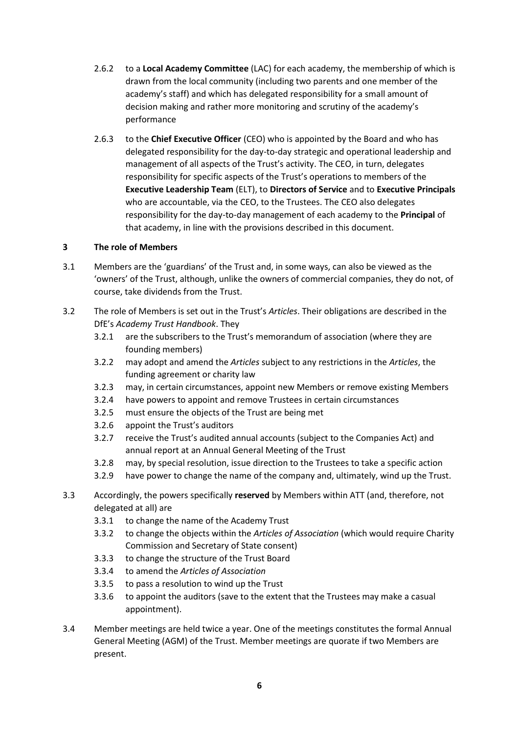2.6.2 to a **Local Academy Committee** (LAC) for each academy, the membership of which is drawn from the local community (including two parents and one member of the academy's staff) and which has delegated responsibility for a small amount of decision making and rather more monitoring and scrutiny of the academy's performance

2.6.3 to the **Chief Executive Officer** (CEO) who is appointed by the Board and who has delegated responsibility for the day-to-day strategic and operational leadership and management of all aspects of the Trust's activity. The CEO, in turn, delegates responsibility for specific aspects of the Trust's operations to members of the **Executive Leadership Team** (ELT), to **Directors of Service** and to **Executive Principals** who are accountable, via the CEO, to the Trustees. The CEO also delegates responsibility for the day-to-day management of each academy to the **Principal** of that academy, in line with the provisions described in this document.

## 3 The role of Members

3.1 Members are the 'guardians' of the Trust and, in some ways, can also be viewed as the 'owners' of the Trust, although, unlike the owners of commercial companies, they do not, of course, take dividends from the Trust.

3.2 The role of Members is set out in the Trust's *Articles*. Their obligations are described in the DfE's *Academy Trust Handbook*. They

- 3.2.1 are the subscribers to the Trust's memorandum of association (where they are founding members)
- 3.2.2 may adopt and amend the *Articles* subject to any restrictions in the *Articles*, the funding agreement or charity law
- 3.2.3 may, in certain circumstances, appoint new Members or remove existing Members
- 3.2.4 have powers to appoint and remove Trustees in certain circumstances
- 3.2.5 must ensure the objects of the Trust are being met
- 3.2.6 appoint the Trust's auditors
- 3.2.7 receive the Trust's audited annual accounts (subject to the Companies Act) and annual report at an Annual General Meeting of the Trust
- 3.2.8 may, by special resolution, issue direction to the Trustees to take a specific action
- 3.2.9 have power to change the name of the company and, ultimately, wind up the Trust.

3.3 Accordingly, the powers specifically **reserved** by Members within ATT (and, therefore, not delegated at all) are

- 3.3.1 to change the name of the Academy Trust
- 3.3.2 to change the objects within the *Articles of Association* (which would require Charity Commission and Secretary of State consent)
- 3.3.3 to change the structure of the Trust Board
- 3.3.4 to amend the *Articles of Association*
- 3.3.5 to pass a resolution to wind up the Trust
- 3.3.6 to appoint the auditors (save to the extent that the Trustees may make a casual appointment).

3.4 Member meetings are held twice a year. One of the meetings constitutes the formal Annual General Meeting (AGM) of the Trust. Member meetings are quorate if two Members are present.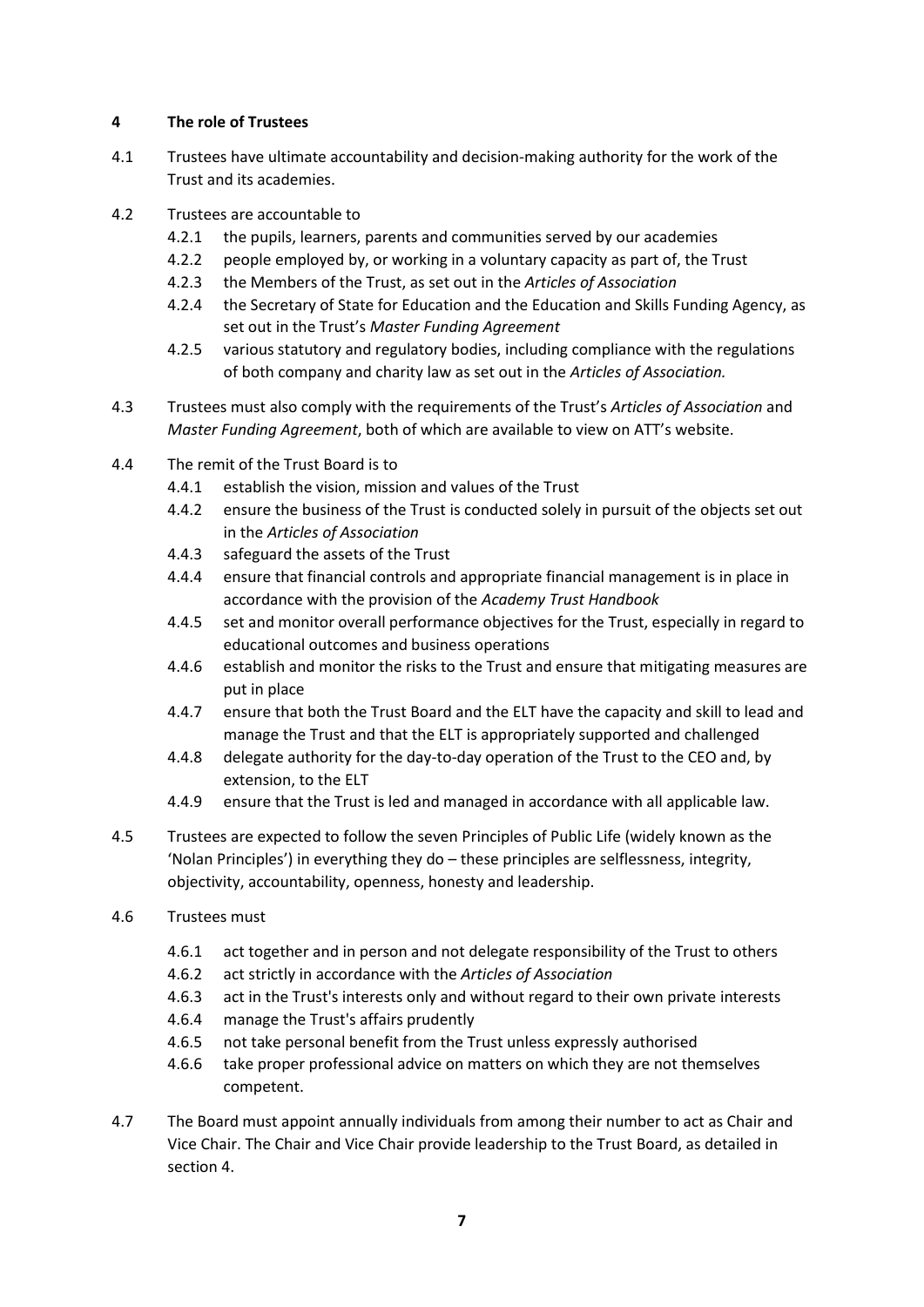## 4 The role of Trustees

4.1 Trustees have ultimate accountability and decision-making authority for the work of the Trust and its academies.

4.2 Trustees are accountable to

- 4.2.1 the pupils, learners, parents and communities served by our academies
- 4.2.2 people employed by, or working in a voluntary capacity as part of, the Trust
- 4.2.3 the Members of the Trust, as set out in the *Articles of Association*
- 4.2.4 the Secretary of State for Education and the Education and Skills Funding Agency, as set out in the Trust's *Master Funding Agreement*
- 4.2.5 various statutory and regulatory bodies, including compliance with the regulations of both company and charity law as set out in the *Articles of Association.*

4.3 Trustees must also comply with the requirements of the Trust's *Articles of Association* and *Master Funding Agreement*, both of which are available to view on ATT's website.

4.4 The remit of the Trust Board is to

- 4.4.1 establish the vision, mission and values of the Trust
- 4.4.2 ensure the business of the Trust is conducted solely in pursuit of the objects set out in the *Articles of Association*
- 4.4.3 safeguard the assets of the Trust
- 4.4.4 ensure that financial controls and appropriate financial management is in place in accordance with the provision of the *Academy Trust Handbook*
- 4.4.5 set and monitor overall performance objectives for the Trust, especially in regard to educational outcomes and business operations
- 4.4.6 establish and monitor the risks to the Trust and ensure that mitigating measures are put in place
- 4.4.7 ensure that both the Trust Board and the ELT have the capacity and skill to lead and manage the Trust and that the ELT is appropriately supported and challenged
- 4.4.8 delegate authority for the day-to-day operation of the Trust to the CEO and, by extension, to the ELT
- 4.4.9 ensure that the Trust is led and managed in accordance with all applicable law.

4.5 Trustees are expected to follow the seven Principles of Public Life (widely known as the 'Nolan Principles') in everything they do – these principles are selflessness, integrity, objectivity, accountability, openness, honesty and leadership.

4.6 Trustees must

- 4.6.1 act together and in person and not delegate responsibility of the Trust to others
- 4.6.2 act strictly in accordance with the *Articles of Association*
- 4.6.3 act in the Trust's interests only and without regard to their own private interests
- 4.6.4 manage the Trust's affairs prudently
- 4.6.5 not take personal benefit from the Trust unless expressly authorised
- 4.6.6 take proper professional advice on matters on which they are not themselves competent.

4.7 The Board must appoint annually individuals from among their number to act as Chair and Vice Chair. The Chair and Vice Chair provide leadership to the Trust Board, as detailed in section 4.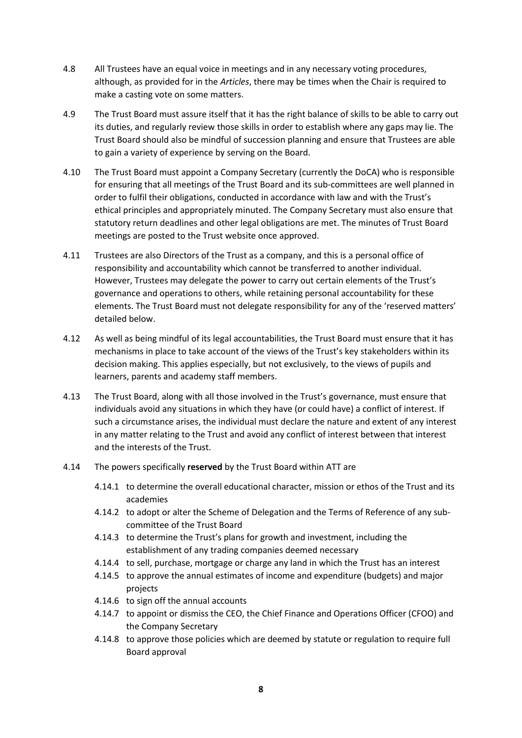4.8 All Trustees have an equal voice in meetings and in any necessary voting procedures, although, as provided for in the *Articles*, there may be times when the Chair is required to make a casting vote on some matters.

4.9 The Trust Board must assure itself that it has the right balance of skills to be able to carry out its duties, and regularly review those skills in order to establish where any gaps may lie. The Trust Board should also be mindful of succession planning and ensure that Trustees are able to gain a variety of experience by serving on the Board.

4.10 The Trust Board must appoint a Company Secretary (currently the DoCA) who is responsible for ensuring that all meetings of the Trust Board and its sub-committees are well planned in order to fulfil their obligations, conducted in accordance with law and with the Trust's ethical principles and appropriately minuted. The Company Secretary must also ensure that statutory return deadlines and other legal obligations are met. The minutes of Trust Board meetings are posted to the Trust website once approved.

4.11 Trustees are also Directors of the Trust as a company, and this is a personal office of responsibility and accountability which cannot be transferred to another individual. However, Trustees may delegate the power to carry out certain elements of the Trust's governance and operations to others, while retaining personal accountability for these elements. The Trust Board must not delegate responsibility for any of the 'reserved matters' detailed below.

4.12 As well as being mindful of its legal accountabilities, the Trust Board must ensure that it has mechanisms in place to take account of the views of the Trust's key stakeholders within its decision making. This applies especially, but not exclusively, to the views of pupils and learners, parents and academy staff members.

4.13 The Trust Board, along with all those involved in the Trust's governance, must ensure that individuals avoid any situations in which they have (or could have) a conflict of interest. If such a circumstance arises, the individual must declare the nature and extent of any interest in any matter relating to the Trust and avoid any conflict of interest between that interest and the interests of the Trust.

4.14 The powers specifically **reserved** by the Trust Board within ATT are

- 4.14.1 to determine the overall educational character, mission or ethos of the Trust and its academies
- 4.14.2 to adopt or alter the Scheme of Delegation and the Terms of Reference of any sub-committee of the Trust Board
- 4.14.3 to determine the Trust's plans for growth and investment, including the establishment of any trading companies deemed necessary
- 4.14.4 to sell, purchase, mortgage or charge any land in which the Trust has an interest
- 4.14.5 to approve the annual estimates of income and expenditure (budgets) and major projects
- 4.14.6 to sign off the annual accounts
- 4.14.7 to appoint or dismiss the CEO, the Chief Finance and Operations Officer (CFOO) and the Company Secretary
- 4.14.8 to approve those policies which are deemed by statute or regulation to require full Board approval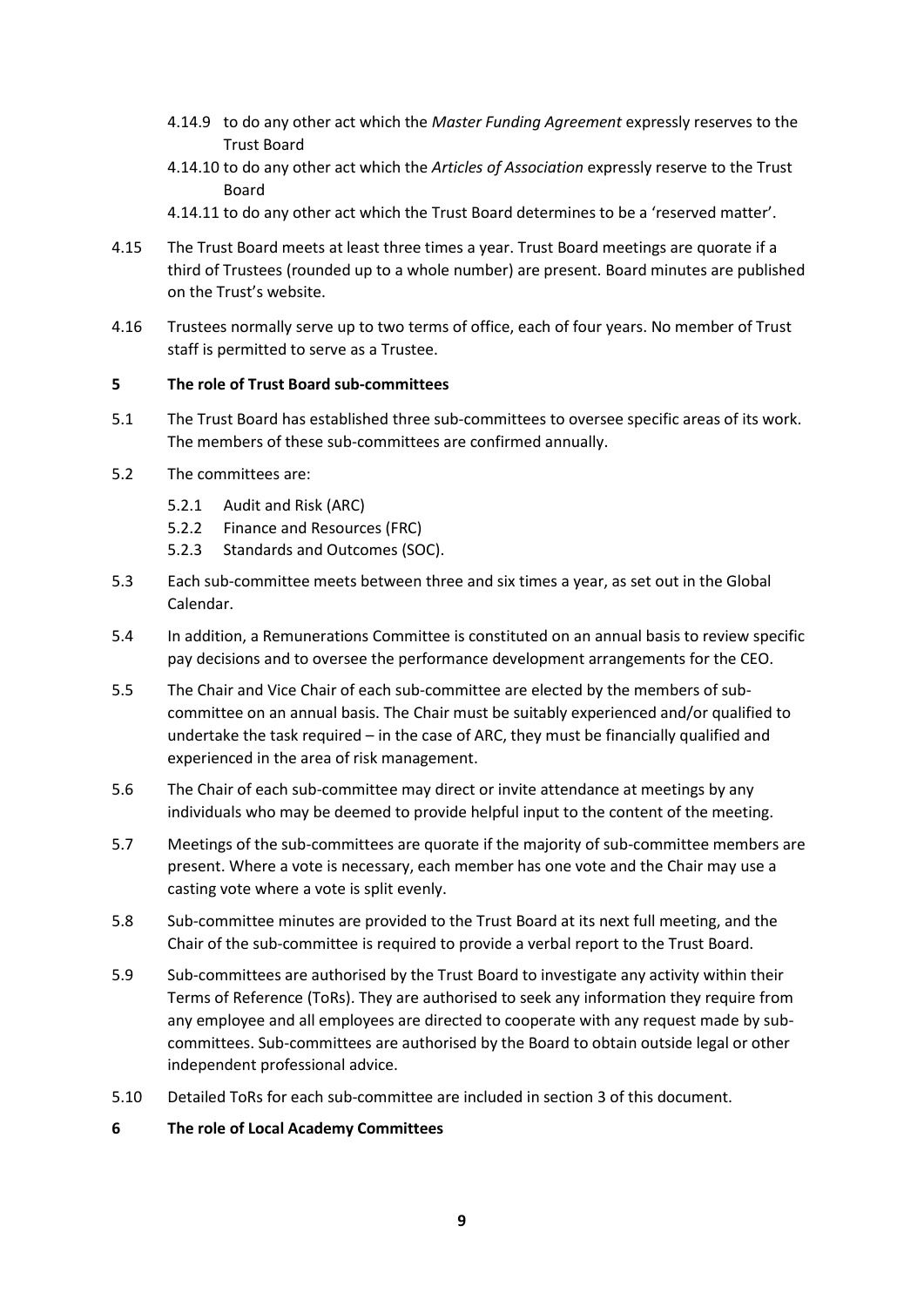4.14.9 to do any other act which the *Master Funding Agreement* expressly reserves to the Trust Board

4.14.10 to do any other act which the *Articles of Association* expressly reserve to the Trust Board

4.14.11 to do any other act which the Trust Board determines to be a 'reserved matter'.

4.15 The Trust Board meets at least three times a year. Trust Board meetings are quorate if a third of Trustees (rounded up to a whole number) are present. Board minutes are published on the Trust's website.

4.16 Trustees normally serve up to two terms of office, each of four years. No member of Trust staff is permitted to serve as a Trustee.

**5 The role of Trust Board sub-committees**

5.1 The Trust Board has established three sub-committees to oversee specific areas of its work. The members of these sub-committees are confirmed annually.

5.2 The committees are:

5.2.1 Audit and Risk (ARC)

5.2.2 Finance and Resources (FRC)

5.2.3 Standards and Outcomes (SOC).

5.3 Each sub-committee meets between three and six times a year, as set out in the Global Calendar.

5.4 In addition, a Remunerations Committee is constituted on an annual basis to review specific pay decisions and to oversee the performance development arrangements for the CEO.

5.5 The Chair and Vice Chair of each sub-committee are elected by the members of sub-committee on an annual basis. The Chair must be suitably experienced and/or qualified to undertake the task required – in the case of ARC, they must be financially qualified and experienced in the area of risk management.

5.6 The Chair of each sub-committee may direct or invite attendance at meetings by any individuals who may be deemed to provide helpful input to the content of the meeting.

5.7 Meetings of the sub-committees are quorate if the majority of sub-committee members are present. Where a vote is necessary, each member has one vote and the Chair may use a casting vote where a vote is split evenly.

5.8 Sub-committee minutes are provided to the Trust Board at its next full meeting, and the Chair of the sub-committee is required to provide a verbal report to the Trust Board.

5.9 Sub-committees are authorised by the Trust Board to investigate any activity within their Terms of Reference (ToRs). They are authorised to seek any information they require from any employee and all employees are directed to cooperate with any request made by sub-committees. Sub-committees are authorised by the Board to obtain outside legal or other independent professional advice.

5.10 Detailed ToRs for each sub-committee are included in section 3 of this document.

**6 The role of Local Academy Committees**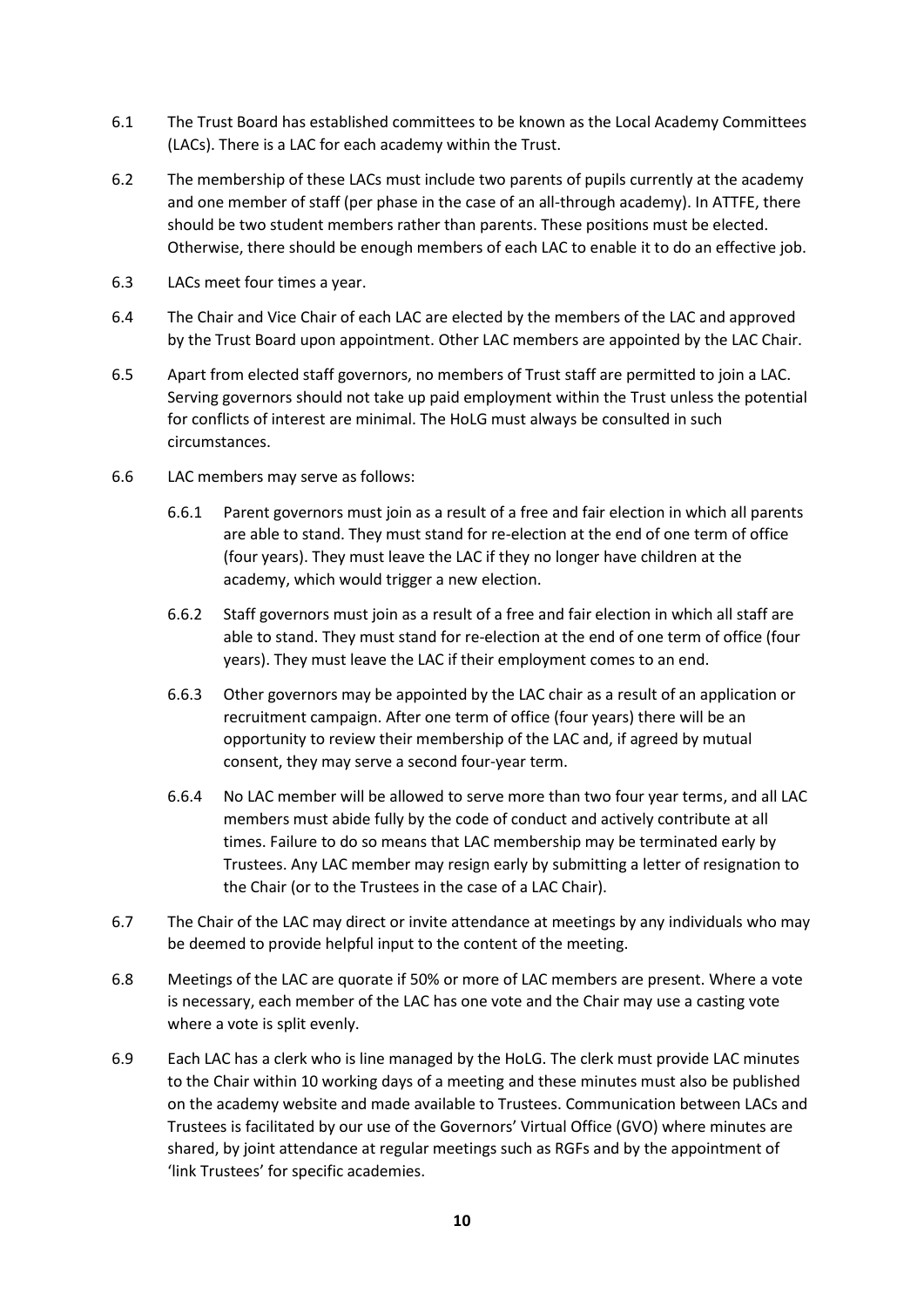6.1 The Trust Board has established committees to be known as the Local Academy Committees (LACs). There is a LAC for each academy within the Trust.

6.2 The membership of these LACs must include two parents of pupils currently at the academy and one member of staff (per phase in the case of an all-through academy). In ATTFE, there should be two student members rather than parents. These positions must be elected. Otherwise, there should be enough members of each LAC to enable it to do an effective job.

6.3 LACs meet four times a year.

6.4 The Chair and Vice Chair of each LAC are elected by the members of the LAC and approved by the Trust Board upon appointment. Other LAC members are appointed by the LAC Chair.

6.5 Apart from elected staff governors, no members of Trust staff are permitted to join a LAC. Serving governors should not take up paid employment within the Trust unless the potential for conflicts of interest are minimal. The HoLG must always be consulted in such circumstances.

6.6 LAC members may serve as follows:

6.6.1 Parent governors must join as a result of a free and fair election in which all parents are able to stand. They must stand for re-election at the end of one term of office (four years). They must leave the LAC if they no longer have children at the academy, which would trigger a new election.

6.6.2 Staff governors must join as a result of a free and fair election in which all staff are able to stand. They must stand for re-election at the end of one term of office (four years). They must leave the LAC if their employment comes to an end.

6.6.3 Other governors may be appointed by the LAC chair as a result of an application or recruitment campaign. After one term of office (four years) there will be an opportunity to review their membership of the LAC and, if agreed by mutual consent, they may serve a second four-year term.

6.6.4 No LAC member will be allowed to serve more than two four year terms, and all LAC members must abide fully by the code of conduct and actively contribute at all times. Failure to do so means that LAC membership may be terminated early by Trustees. Any LAC member may resign early by submitting a letter of resignation to the Chair (or to the Trustees in the case of a LAC Chair).

6.7 The Chair of the LAC may direct or invite attendance at meetings by any individuals who may be deemed to provide helpful input to the content of the meeting.

6.8 Meetings of the LAC are quorate if 50% or more of LAC members are present. Where a vote is necessary, each member of the LAC has one vote and the Chair may use a casting vote where a vote is split evenly.

6.9 Each LAC has a clerk who is line managed by the HoLG. The clerk must provide LAC minutes to the Chair within 10 working days of a meeting and these minutes must also be published on the academy website and made available to Trustees. Communication between LACs and Trustees is facilitated by our use of the Governors' Virtual Office (GVO) where minutes are shared, by joint attendance at regular meetings such as RGFs and by the appointment of 'link Trustees' for specific academies.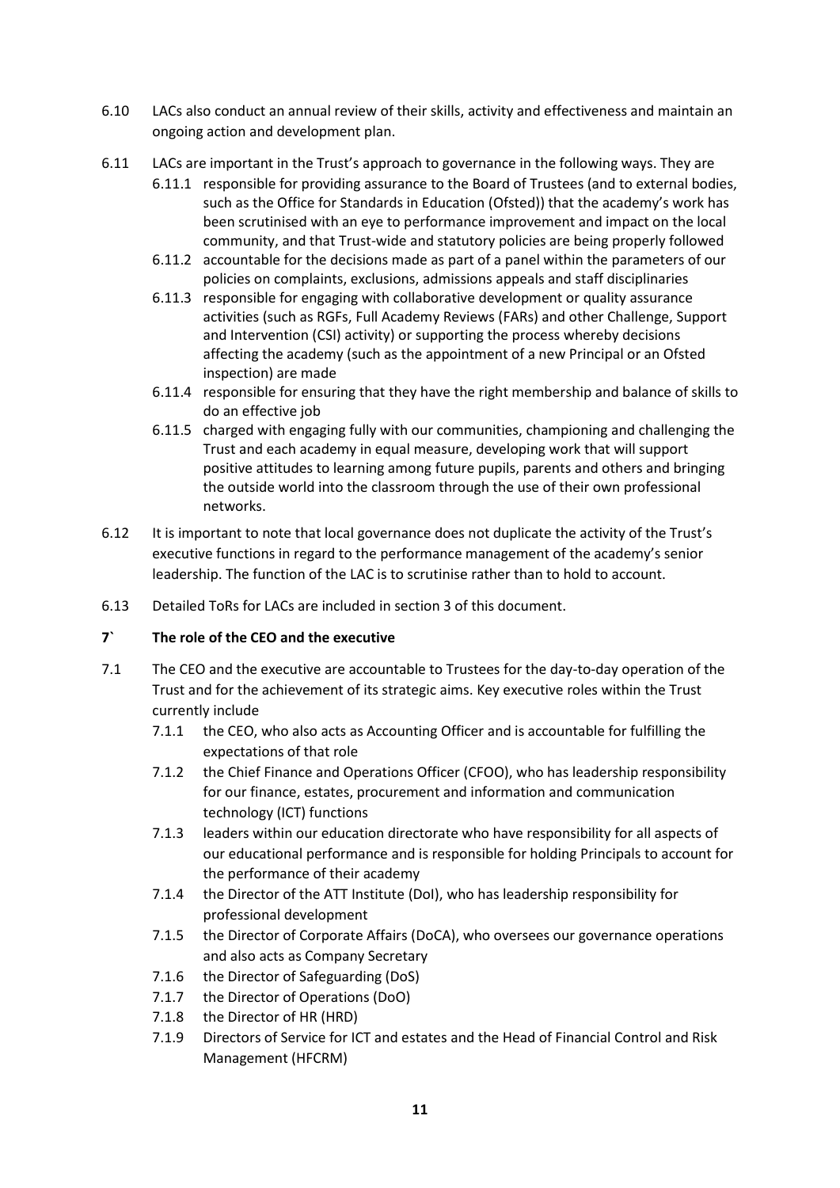6.10 LACs also conduct an annual review of their skills, activity and effectiveness and maintain an ongoing action and development plan.

6.11 LACs are important in the Trust's approach to governance in the following ways. They are

- 6.11.1 responsible for providing assurance to the Board of Trustees (and to external bodies, such as the Office for Standards in Education (Ofsted)) that the academy's work has been scrutinised with an eye to performance improvement and impact on the local community, and that Trust-wide and statutory policies are being properly followed
- 6.11.2 accountable for the decisions made as part of a panel within the parameters of our policies on complaints, exclusions, admissions appeals and staff disciplinaries
- 6.11.3 responsible for engaging with collaborative development or quality assurance activities (such as RGFs, Full Academy Reviews (FARs) and other Challenge, Support and Intervention (CSI) activity) or supporting the process whereby decisions affecting the academy (such as the appointment of a new Principal or an Ofsted inspection) are made
- 6.11.4 responsible for ensuring that they have the right membership and balance of skills to do an effective job
- 6.11.5 charged with engaging fully with our communities, championing and challenging the Trust and each academy in equal measure, developing work that will support positive attitudes to learning among future pupils, parents and others and bringing the outside world into the classroom through the use of their own professional networks.

6.12 It is important to note that local governance does not duplicate the activity of the Trust's executive functions in regard to the performance management of the academy's senior leadership. The function of the LAC is to scrutinise rather than to hold to account.

6.13 Detailed ToRs for LACs are included in section 3 of this document.

## 7` The role of the CEO and the executive

7.1 The CEO and the executive are accountable to Trustees for the day-to-day operation of the Trust and for the achievement of its strategic aims. Key executive roles within the Trust currently include

- 7.1.1 the CEO, who also acts as Accounting Officer and is accountable for fulfilling the expectations of that role
- 7.1.2 the Chief Finance and Operations Officer (CFOO), who has leadership responsibility for our finance, estates, procurement and information and communication technology (ICT) functions
- 7.1.3 leaders within our education directorate who have responsibility for all aspects of our educational performance and is responsible for holding Principals to account for the performance of their academy
- 7.1.4 the Director of the ATT Institute (DoI), who has leadership responsibility for professional development
- 7.1.5 the Director of Corporate Affairs (DoCA), who oversees our governance operations and also acts as Company Secretary
- 7.1.6 the Director of Safeguarding (DoS)
- 7.1.7 the Director of Operations (DoO)
- 7.1.8 the Director of HR (HRD)
- 7.1.9 Directors of Service for ICT and estates and the Head of Financial Control and Risk Management (HFCRM)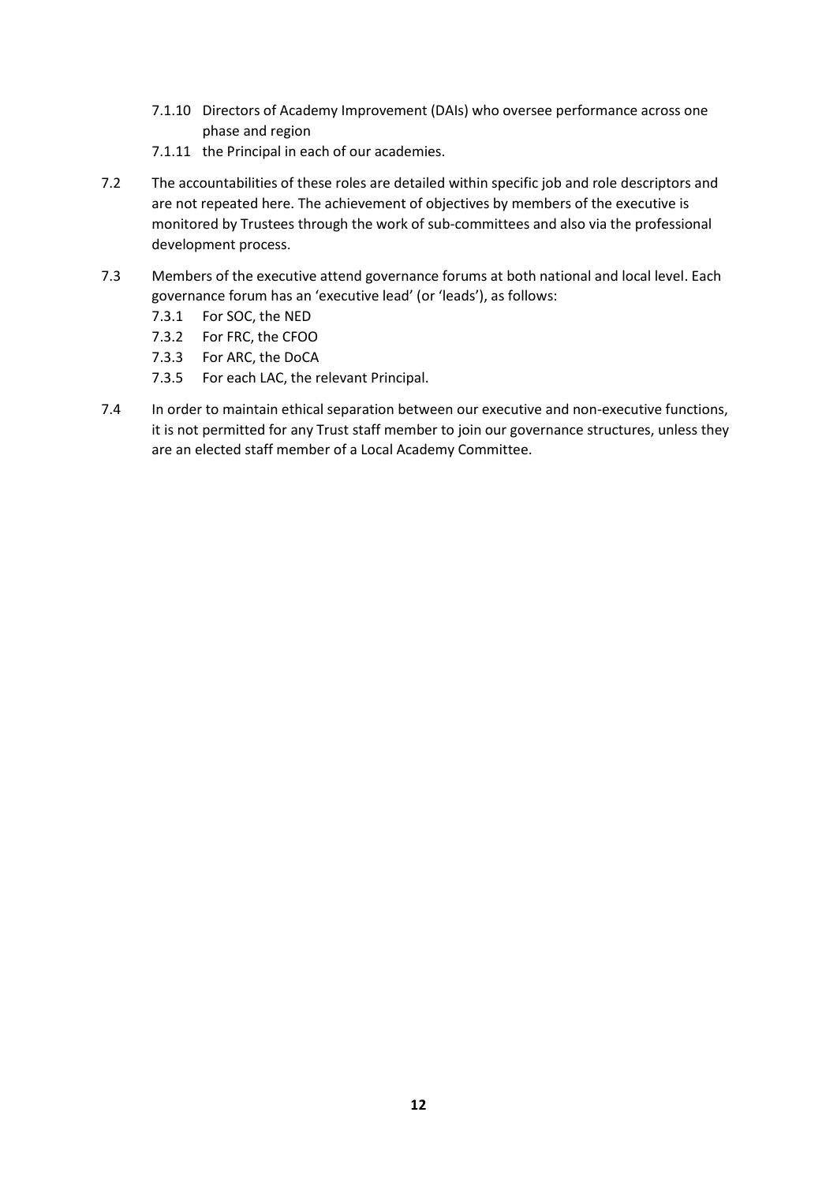7.1.10 Directors of Academy Improvement (DAIs) who oversee performance across one phase and region

7.1.11 the Principal in each of our academies.

7.2 The accountabilities of these roles are detailed within specific job and role descriptors and are not repeated here. The achievement of objectives by members of the executive is monitored by Trustees through the work of sub-committees and also via the professional development process.

7.3 Members of the executive attend governance forums at both national and local level. Each governance forum has an 'executive lead' (or 'leads'), as follows:

7.3.1 For SOC, the NED

7.3.2 For FRC, the CFOO

7.3.3 For ARC, the DoCA

7.3.5 For each LAC, the relevant Principal.

7.4 In order to maintain ethical separation between our executive and non-executive functions, it is not permitted for any Trust staff member to join our governance structures, unless they are an elected staff member of a Local Academy Committee.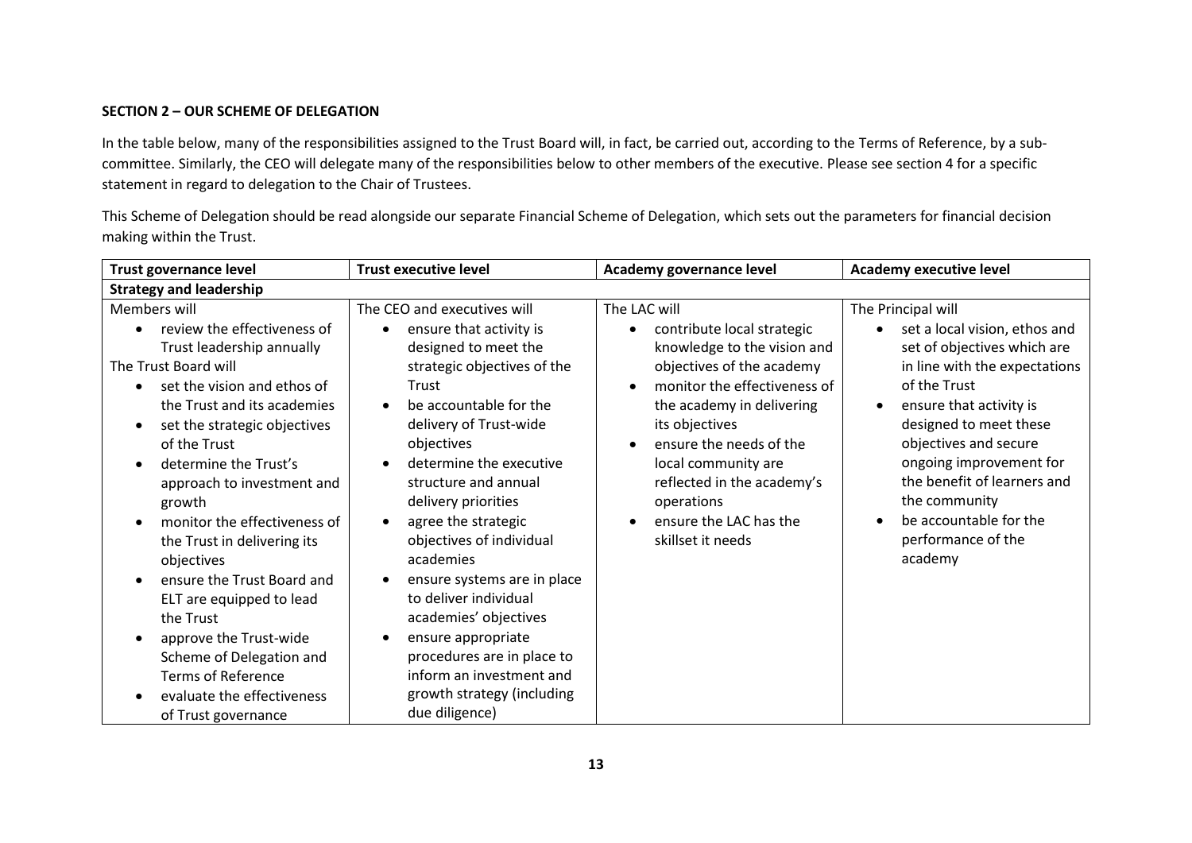**SECTION 2 – OUR SCHEME OF DELEGATION**

In the table below, many of the responsibilities assigned to the Trust Board will, in fact, be carried out, according to the Terms of Reference, by a sub-committee. Similarly, the CEO will delegate many of the responsibilities below to other members of the executive. Please see section 4 for a specific statement in regard to delegation to the Chair of Trustees.

This Scheme of Delegation should be read alongside our separate Financial Scheme of Delegation, which sets out the parameters for financial decision making within the Trust.

| Trust governance level | Trust executive level | Academy governance level | Academy executive level |
|---|---|---|---|
| **Strategy and leadership** | | | |
| Members will<br>• review the effectiveness of Trust leadership annually<br>The Trust Board will<br>• set the vision and ethos of the Trust and its academies<br>• set the strategic objectives of the Trust<br>• determine the Trust's approach to investment and growth<br>• monitor the effectiveness of the Trust in delivering its objectives<br>• ensure the Trust Board and ELT are equipped to lead the Trust<br>• approve the Trust-wide Scheme of Delegation and Terms of Reference<br>• evaluate the effectiveness of Trust governance | The CEO and executives will<br>• ensure that activity is designed to meet the strategic objectives of the Trust<br>• be accountable for the delivery of Trust-wide objectives<br>• determine the executive structure and annual delivery priorities<br>• agree the strategic objectives of individual academies<br>• ensure systems are in place to deliver individual academies' objectives<br>• ensure appropriate procedures are in place to inform an investment and growth strategy (including due diligence) | The LAC will<br>• contribute local strategic knowledge to the vision and objectives of the academy<br>• monitor the effectiveness of the academy in delivering its objectives<br>• ensure the needs of the local community are reflected in the academy's operations<br>• ensure the LAC has the skillset it needs | The Principal will<br>• set a local vision, ethos and set of objectives which are in line with the expectations of the Trust<br>• ensure that activity is designed to meet these objectives and secure ongoing improvement for the benefit of learners and the community<br>• be accountable for the performance of the academy |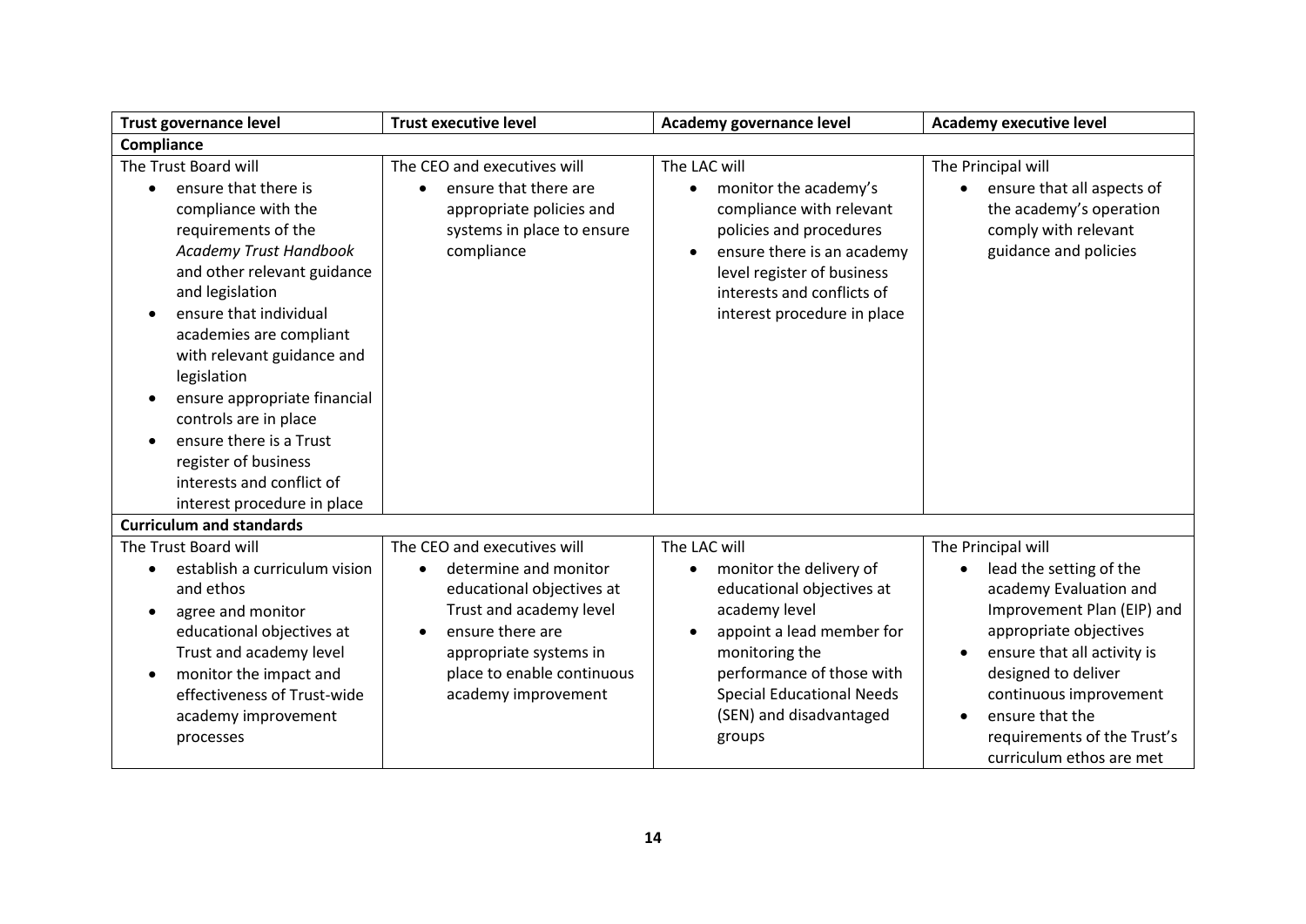| Trust governance level | Trust executive level | Academy governance level | Academy executive level |
|---|---|---|---|
| **Compliance** | | | |
| The Trust Board will<br>• ensure that there is compliance with the requirements of the *Academy Trust Handbook* and other relevant guidance and legislation<br>• ensure that individual academies are compliant with relevant guidance and legislation<br>• ensure appropriate financial controls are in place<br>• ensure there is a Trust register of business interests and conflict of interest procedure in place | The CEO and executives will<br>• ensure that there are appropriate policies and systems in place to ensure compliance | The LAC will<br>• monitor the academy's compliance with relevant policies and procedures<br>• ensure there is an academy level register of business interests and conflicts of interest procedure in place | The Principal will<br>• ensure that all aspects of the academy's operation comply with relevant guidance and policies |
| **Curriculum and standards** | | | |
| The Trust Board will<br>• establish a curriculum vision and ethos<br>• agree and monitor educational objectives at Trust and academy level<br>• monitor the impact and effectiveness of Trust-wide academy improvement processes | The CEO and executives will<br>• determine and monitor educational objectives at Trust and academy level<br>• ensure there are appropriate systems in place to enable continuous academy improvement | The LAC will<br>• monitor the delivery of educational objectives at academy level<br>• appoint a lead member for monitoring the performance of those with Special Educational Needs (SEN) and disadvantaged groups | The Principal will<br>• lead the setting of the academy Evaluation and Improvement Plan (EIP) and appropriate objectives<br>• ensure that all activity is designed to deliver continuous improvement<br>• ensure that the requirements of the Trust's curriculum ethos are met |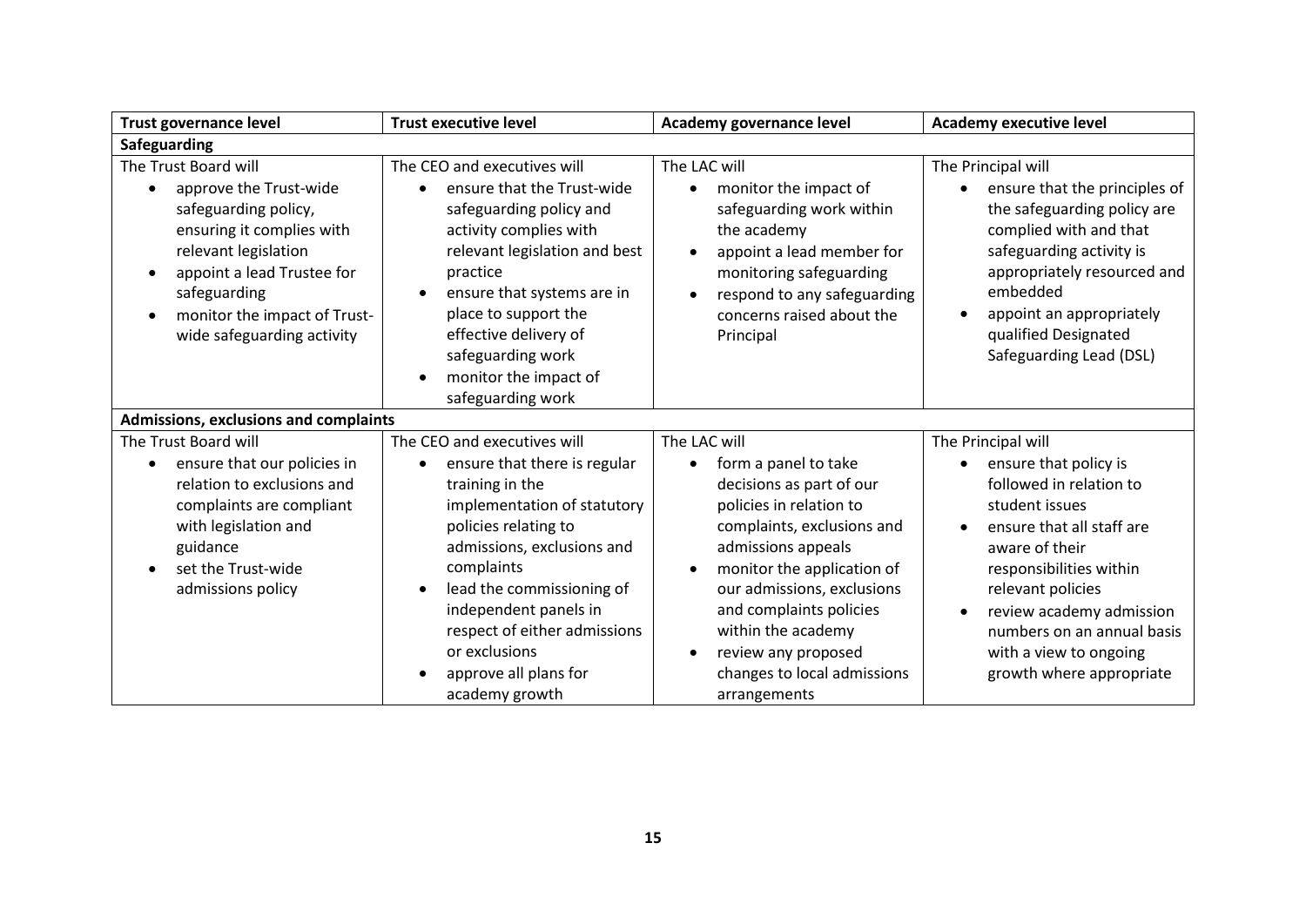| Trust governance level | Trust executive level | Academy governance level | Academy executive level |
|---|---|---|---|
| **Safeguarding** | | | |
| The Trust Board will<br>• approve the Trust-wide safeguarding policy, ensuring it complies with relevant legislation<br>• appoint a lead Trustee for safeguarding<br>• monitor the impact of Trust-wide safeguarding activity | The CEO and executives will<br>• ensure that the Trust-wide safeguarding policy and activity complies with relevant legislation and best practice<br>• ensure that systems are in place to support the effective delivery of safeguarding work<br>• monitor the impact of safeguarding work | The LAC will<br>• monitor the impact of safeguarding work within the academy<br>• appoint a lead member for monitoring safeguarding<br>• respond to any safeguarding concerns raised about the Principal | The Principal will<br>• ensure that the principles of the safeguarding policy are complied with and that safeguarding activity is appropriately resourced and embedded<br>• appoint an appropriately qualified Designated Safeguarding Lead (DSL) |
| **Admissions, exclusions and complaints** | | | |
| The Trust Board will<br>• ensure that our policies in relation to exclusions and complaints are compliant with legislation and guidance<br>• set the Trust-wide admissions policy | The CEO and executives will<br>• ensure that there is regular training in the implementation of statutory policies relating to admissions, exclusions and complaints<br>• lead the commissioning of independent panels in respect of either admissions or exclusions<br>• approve all plans for academy growth | The LAC will<br>• form a panel to take decisions as part of our policies in relation to complaints, exclusions and admissions appeals<br>• monitor the application of our admissions, exclusions and complaints policies within the academy<br>• review any proposed changes to local admissions arrangements | The Principal will<br>• ensure that policy is followed in relation to student issues<br>• ensure that all staff are aware of their responsibilities within relevant policies<br>• review academy admission numbers on an annual basis with a view to ongoing growth where appropriate |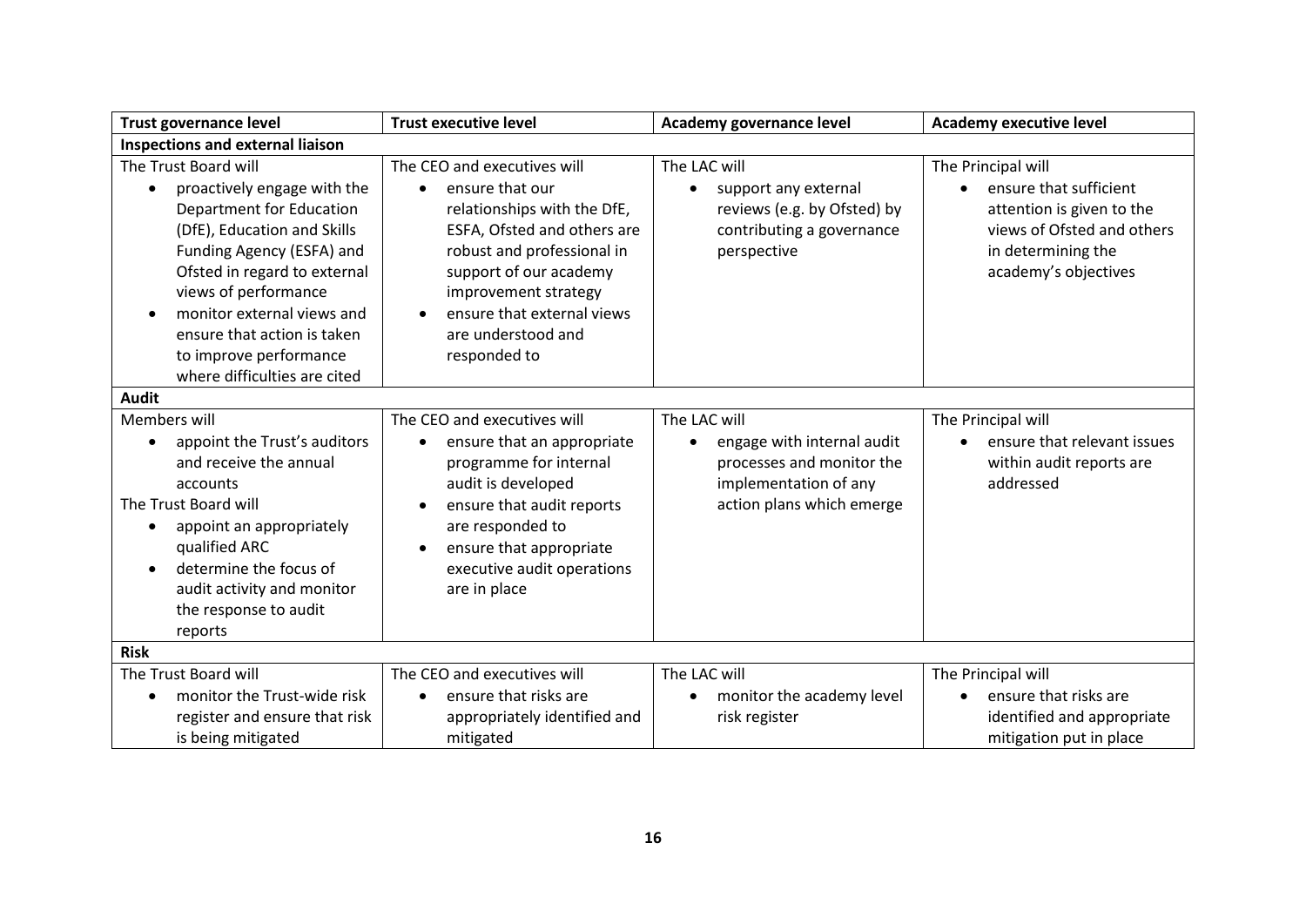| Trust governance level | Trust executive level | Academy governance level | Academy executive level |
| --- | --- | --- | --- |
| **Inspections and external liaison** | | | |
| The Trust Board will<br>• proactively engage with the Department for Education (DfE), Education and Skills Funding Agency (ESFA) and Ofsted in regard to external views of performance<br>• monitor external views and ensure that action is taken to improve performance where difficulties are cited | The CEO and executives will<br>• ensure that our relationships with the DfE, ESFA, Ofsted and others are robust and professional in support of our academy improvement strategy<br>• ensure that external views are understood and responded to | The LAC will<br>• support any external reviews (e.g. by Ofsted) by contributing a governance perspective | The Principal will<br>• ensure that sufficient attention is given to the views of Ofsted and others in determining the academy's objectives |
| **Audit** | | | |
| Members will<br>• appoint the Trust's auditors and receive the annual accounts<br>The Trust Board will<br>• appoint an appropriately qualified ARC<br>• determine the focus of audit activity and monitor the response to audit reports | The CEO and executives will<br>• ensure that an appropriate programme for internal audit is developed<br>• ensure that audit reports are responded to<br>• ensure that appropriate executive audit operations are in place | The LAC will<br>• engage with internal audit processes and monitor the implementation of any action plans which emerge | The Principal will<br>• ensure that relevant issues within audit reports are addressed |
| **Risk** | | | |
| The Trust Board will<br>• monitor the Trust-wide risk register and ensure that risk is being mitigated | The CEO and executives will<br>• ensure that risks are appropriately identified and mitigated | The LAC will<br>• monitor the academy level risk register | The Principal will<br>• ensure that risks are identified and appropriate mitigation put in place |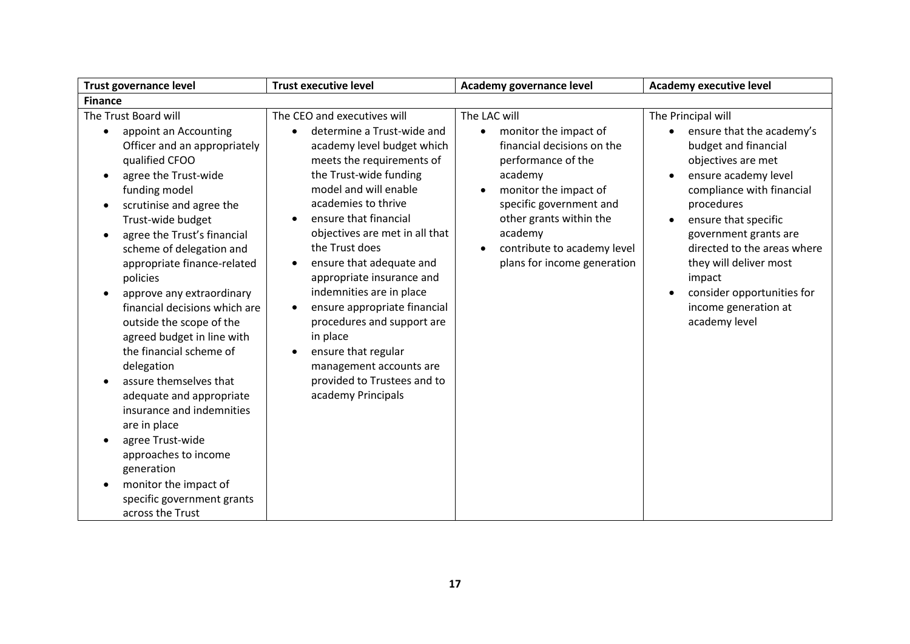| Trust governance level | Trust executive level | Academy governance level | Academy executive level |
| --- | --- | --- | --- |
| **Finance** | | | |
| The Trust Board will<br>• appoint an Accounting Officer and an appropriately qualified CFOO<br>• agree the Trust-wide funding model<br>• scrutinise and agree the Trust-wide budget<br>• agree the Trust's financial scheme of delegation and appropriate finance-related policies<br>• approve any extraordinary financial decisions which are outside the scope of the agreed budget in line with the financial scheme of delegation<br>• assure themselves that adequate and appropriate insurance and indemnities are in place<br>• agree Trust-wide approaches to income generation<br>• monitor the impact of specific government grants across the Trust | The CEO and executives will<br>• determine a Trust-wide and academy level budget which meets the requirements of the Trust-wide funding model and will enable academies to thrive<br>• ensure that financial objectives are met in all that the Trust does<br>• ensure that adequate and appropriate insurance and indemnities are in place<br>• ensure appropriate financial procedures and support are in place<br>• ensure that regular management accounts are provided to Trustees and to academy Principals | The LAC will<br>• monitor the impact of financial decisions on the performance of the academy<br>• monitor the impact of specific government and other grants within the academy<br>• contribute to academy level plans for income generation | The Principal will<br>• ensure that the academy's budget and financial objectives are met<br>• ensure academy level compliance with financial procedures<br>• ensure that specific government grants are directed to the areas where they will deliver most impact<br>• consider opportunities for income generation at academy level |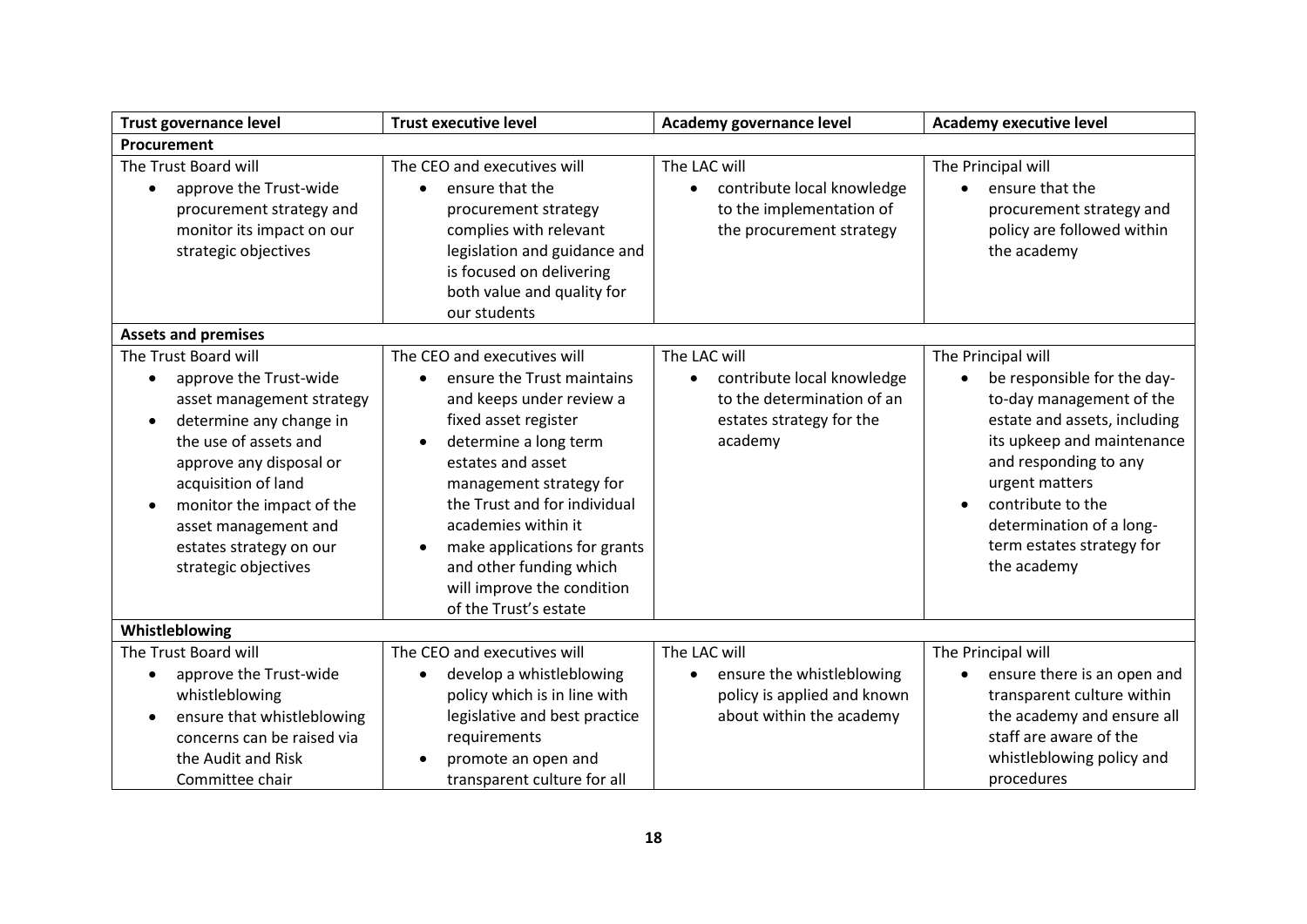| Trust governance level | Trust executive level | Academy governance level | Academy executive level |
|---|---|---|---|
| **Procurement** | | | |
| The Trust Board will<br>• approve the Trust-wide procurement strategy and monitor its impact on our strategic objectives | The CEO and executives will<br>• ensure that the procurement strategy complies with relevant legislation and guidance and is focused on delivering both value and quality for our students | The LAC will<br>• contribute local knowledge to the implementation of the procurement strategy | The Principal will<br>• ensure that the procurement strategy and policy are followed within the academy |
| **Assets and premises** | | | |
| The Trust Board will<br>• approve the Trust-wide asset management strategy<br>• determine any change in the use of assets and approve any disposal or acquisition of land<br>• monitor the impact of the asset management and estates strategy on our strategic objectives | The CEO and executives will<br>• ensure the Trust maintains and keeps under review a fixed asset register<br>• determine a long term estates and asset management strategy for the Trust and for individual academies within it<br>• make applications for grants and other funding which will improve the condition of the Trust's estate | The LAC will<br>• contribute local knowledge to the determination of an estates strategy for the academy | The Principal will<br>• be responsible for the day-to-day management of the estate and assets, including its upkeep and maintenance and responding to any urgent matters<br>• contribute to the determination of a long-term estates strategy for the academy |
| **Whistleblowing** | | | |
| The Trust Board will<br>• approve the Trust-wide whistleblowing<br>• ensure that whistleblowing concerns can be raised via the Audit and Risk Committee chair | The CEO and executives will<br>• develop a whistleblowing policy which is in line with legislative and best practice requirements<br>• promote an open and transparent culture for all | The LAC will<br>• ensure the whistleblowing policy is applied and known about within the academy | The Principal will<br>• ensure there is an open and transparent culture within the academy and ensure all staff are aware of the whistleblowing policy and procedures |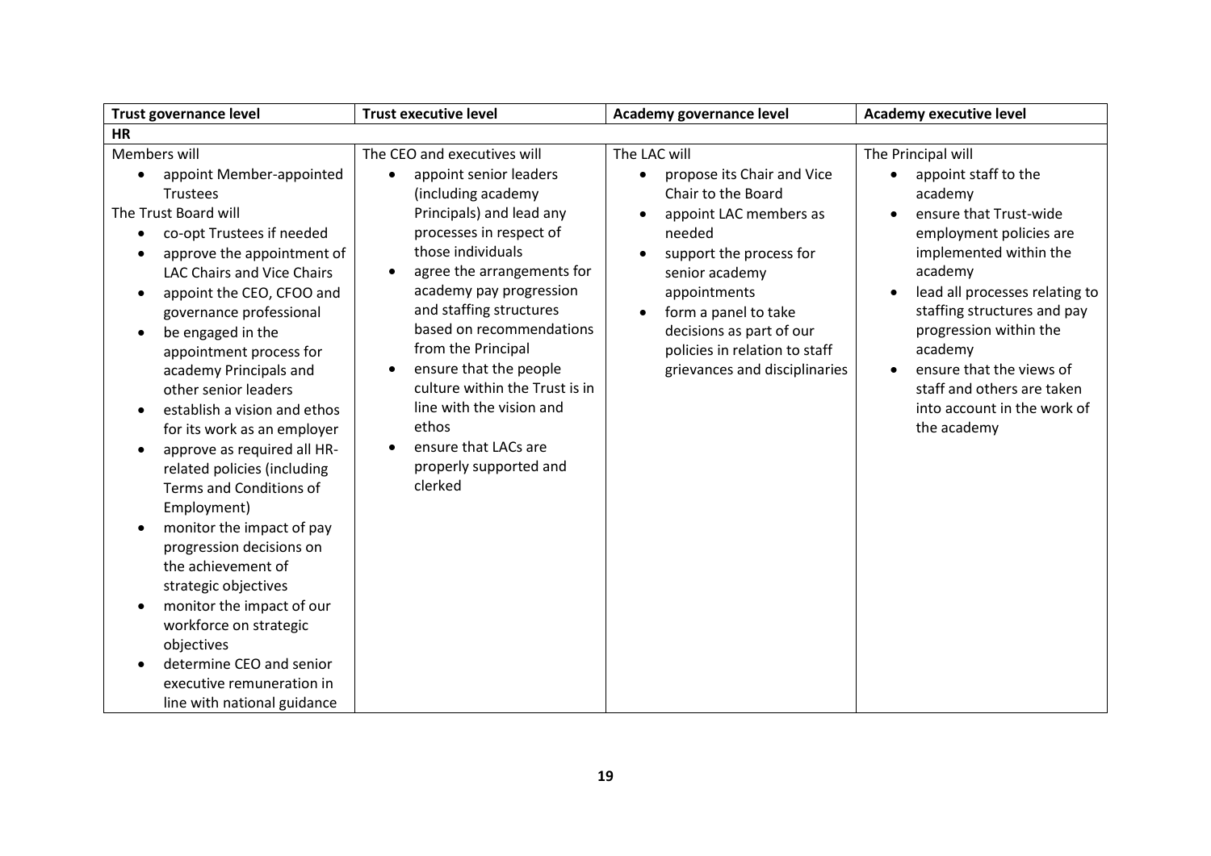| Trust governance level | Trust executive level | Academy governance level | Academy executive level |
|---|---|---|---|
| **HR** | | | |
| Members will<br>• appoint Member-appointed Trustees<br>The Trust Board will<br>• co-opt Trustees if needed<br>• approve the appointment of LAC Chairs and Vice Chairs<br>• appoint the CEO, CFOO and governance professional<br>• be engaged in the appointment process for academy Principals and other senior leaders<br>• establish a vision and ethos for its work as an employer<br>• approve as required all HR-related policies (including Terms and Conditions of Employment)<br>• monitor the impact of pay progression decisions on the achievement of strategic objectives<br>• monitor the impact of our workforce on strategic objectives<br>• determine CEO and senior executive remuneration in line with national guidance | The CEO and executives will<br>• appoint senior leaders (including academy Principals) and lead any processes in respect of those individuals<br>• agree the arrangements for academy pay progression and staffing structures based on recommendations from the Principal<br>• ensure that the people culture within the Trust is in line with the vision and ethos<br>• ensure that LACs are properly supported and clerked | The LAC will<br>• propose its Chair and Vice Chair to the Board<br>• appoint LAC members as needed<br>• support the process for senior academy appointments<br>• form a panel to take decisions as part of our policies in relation to staff grievances and disciplinaries | The Principal will<br>• appoint staff to the academy<br>• ensure that Trust-wide employment policies are implemented within the academy<br>• lead all processes relating to staffing structures and pay progression within the academy<br>• ensure that the views of staff and others are taken into account in the work of the academy |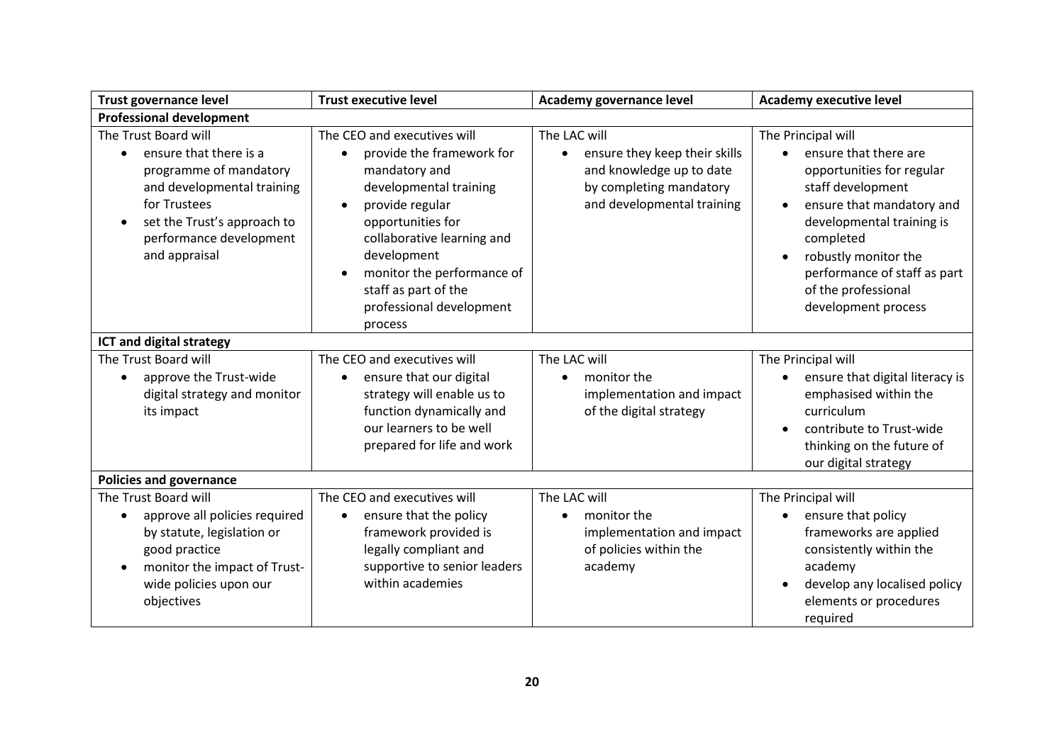| Trust governance level | Trust executive level | Academy governance level | Academy executive level |
|---|---|---|---|
| **Professional development** | | | |
| The Trust Board will<br>• ensure that there is a programme of mandatory and developmental training for Trustees<br>• set the Trust's approach to performance development and appraisal | The CEO and executives will<br>• provide the framework for mandatory and developmental training<br>• provide regular opportunities for collaborative learning and development<br>• monitor the performance of staff as part of the professional development process | The LAC will<br>• ensure they keep their skills and knowledge up to date by completing mandatory and developmental training | The Principal will<br>• ensure that there are opportunities for regular staff development<br>• ensure that mandatory and developmental training is completed<br>• robustly monitor the performance of staff as part of the professional development process |
| **ICT and digital strategy** | | | |
| The Trust Board will<br>• approve the Trust-wide digital strategy and monitor its impact | The CEO and executives will<br>• ensure that our digital strategy will enable us to function dynamically and our learners to be well prepared for life and work | The LAC will<br>• monitor the implementation and impact of the digital strategy | The Principal will<br>• ensure that digital literacy is emphasised within the curriculum<br>• contribute to Trust-wide thinking on the future of our digital strategy |
| **Policies and governance** | | | |
| The Trust Board will<br>• approve all policies required by statute, legislation or good practice<br>• monitor the impact of Trust-wide policies upon our objectives | The CEO and executives will<br>• ensure that the policy framework provided is legally compliant and supportive to senior leaders within academies | The LAC will<br>• monitor the implementation and impact of policies within the academy | The Principal will<br>• ensure that policy frameworks are applied consistently within the academy<br>• develop any localised policy elements or procedures required |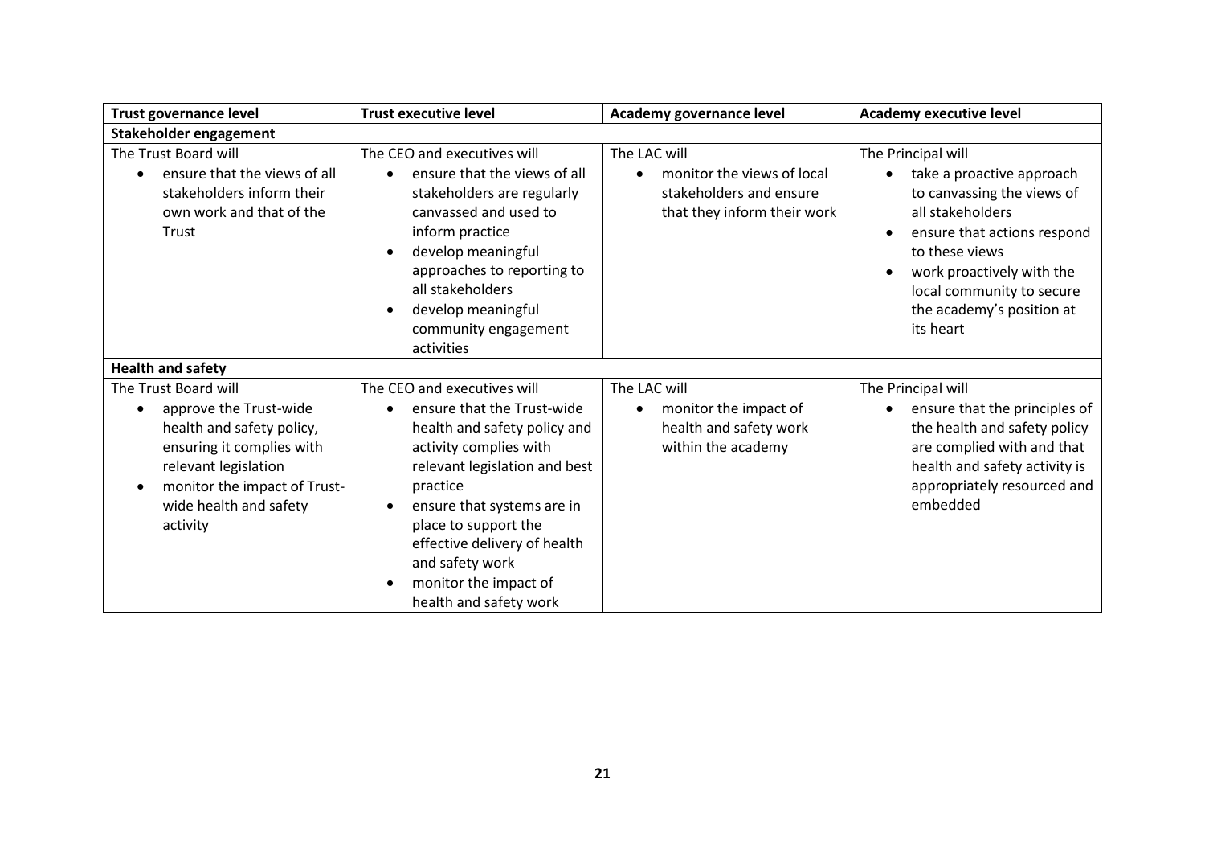| Trust governance level | Trust executive level | Academy governance level | Academy executive level |
| --- | --- | --- | --- |
| **Stakeholder engagement** | | | |
| The Trust Board will<br>• ensure that the views of all stakeholders inform their own work and that of the Trust | The CEO and executives will<br>• ensure that the views of all stakeholders are regularly canvassed and used to inform practice<br>• develop meaningful approaches to reporting to all stakeholders<br>• develop meaningful community engagement activities | The LAC will<br>• monitor the views of local stakeholders and ensure that they inform their work | The Principal will<br>• take a proactive approach to canvassing the views of all stakeholders<br>• ensure that actions respond to these views<br>• work proactively with the local community to secure the academy's position at its heart |
| **Health and safety** | | | |
| The Trust Board will<br>• approve the Trust-wide health and safety policy, ensuring it complies with relevant legislation<br>• monitor the impact of Trust-wide health and safety activity | The CEO and executives will<br>• ensure that the Trust-wide health and safety policy and activity complies with relevant legislation and best practice<br>• ensure that systems are in place to support the effective delivery of health and safety work<br>• monitor the impact of health and safety work | The LAC will<br>• monitor the impact of health and safety work within the academy | The Principal will<br>• ensure that the principles of the health and safety policy are complied with and that health and safety activity is appropriately resourced and embedded |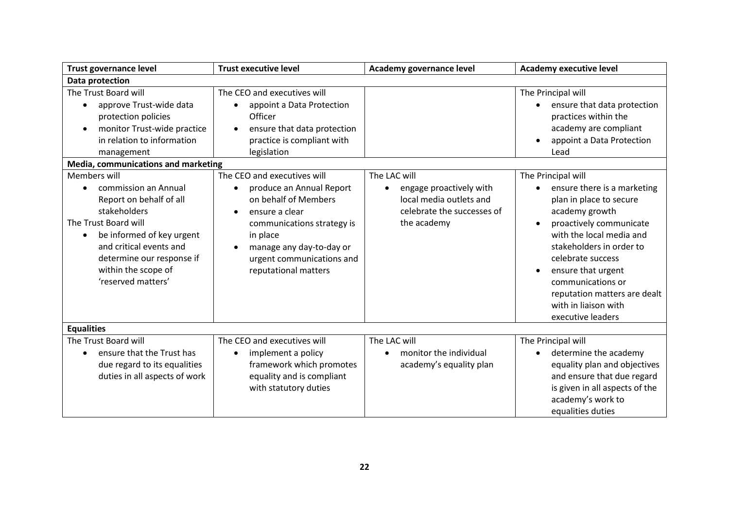| Trust governance level | Trust executive level | Academy governance level | Academy executive level |
|---|---|---|---|
| **Data protection** | | | |
| The Trust Board will<br>• approve Trust-wide data protection policies<br>• monitor Trust-wide practice in relation to information management | The CEO and executives will<br>• appoint a Data Protection Officer<br>• ensure that data protection practice is compliant with legislation | | The Principal will<br>• ensure that data protection practices within the academy are compliant<br>• appoint a Data Protection Lead |
| **Media, communications and marketing** | | | |
| Members will<br>• commission an Annual Report on behalf of all stakeholders<br>The Trust Board will<br>• be informed of key urgent and critical events and determine our response if within the scope of 'reserved matters' | The CEO and executives will<br>• produce an Annual Report on behalf of Members<br>• ensure a clear communications strategy is in place<br>• manage any day-to-day or urgent communications and reputational matters | The LAC will<br>• engage proactively with local media outlets and celebrate the successes of the academy | The Principal will<br>• ensure there is a marketing plan in place to secure academy growth<br>• proactively communicate with the local media and stakeholders in order to celebrate success<br>• ensure that urgent communications or reputation matters are dealt with in liaison with executive leaders |
| **Equalities** | | | |
| The Trust Board will<br>• ensure that the Trust has due regard to its equalities duties in all aspects of work | The CEO and executives will<br>• implement a policy framework which promotes equality and is compliant with statutory duties | The LAC will<br>• monitor the individual academy's equality plan | The Principal will<br>• determine the academy equality plan and objectives and ensure that due regard is given in all aspects of the academy's work to equalities duties |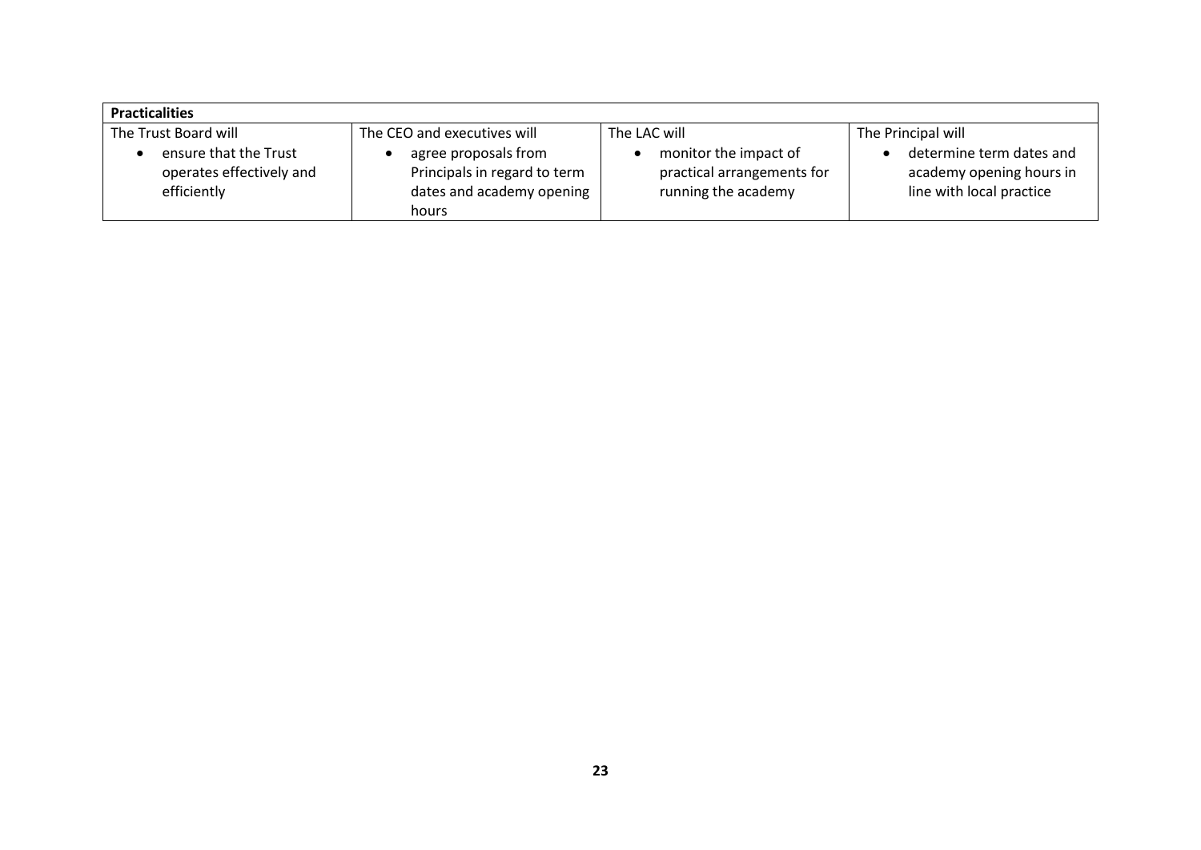| Practicalities | | | |
|---|---|---|---|
| The Trust Board will<br>• ensure that the Trust operates effectively and efficiently | The CEO and executives will<br>• agree proposals from Principals in regard to term dates and academy opening hours | The LAC will<br>• monitor the impact of practical arrangements for running the academy | The Principal will<br>• determine term dates and academy opening hours in line with local practice |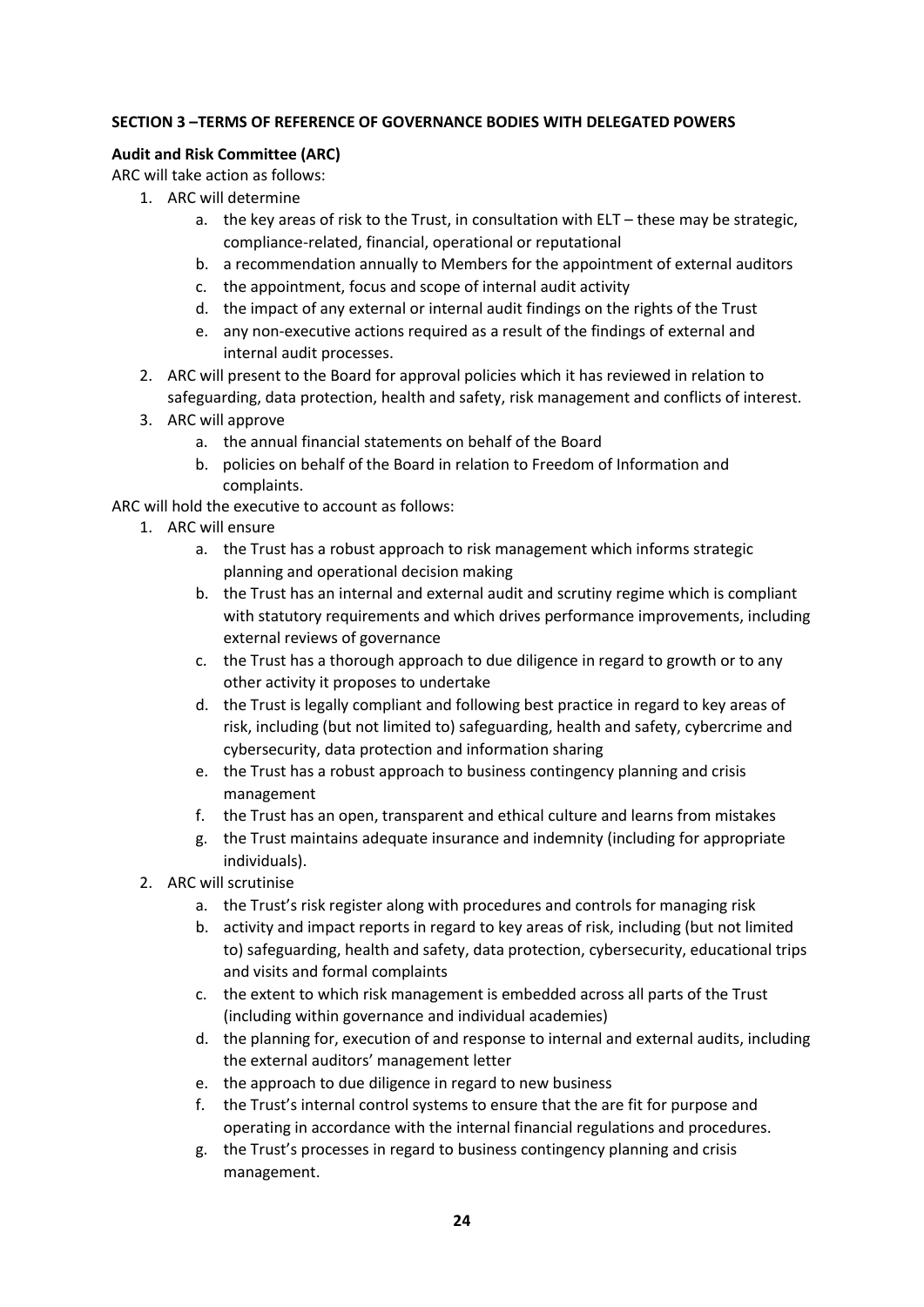**SECTION 3 –TERMS OF REFERENCE OF GOVERNANCE BODIES WITH DELEGATED POWERS**

**Audit and Risk Committee (ARC)**

ARC will take action as follows:

1. ARC will determine
   a. the key areas of risk to the Trust, in consultation with ELT – these may be strategic, compliance-related, financial, operational or reputational
   b. a recommendation annually to Members for the appointment of external auditors
   c. the appointment, focus and scope of internal audit activity
   d. the impact of any external or internal audit findings on the rights of the Trust
   e. any non-executive actions required as a result of the findings of external and internal audit processes.
2. ARC will present to the Board for approval policies which it has reviewed in relation to safeguarding, data protection, health and safety, risk management and conflicts of interest.
3. ARC will approve
   a. the annual financial statements on behalf of the Board
   b. policies on behalf of the Board in relation to Freedom of Information and complaints.

ARC will hold the executive to account as follows:

1. ARC will ensure
   a. the Trust has a robust approach to risk management which informs strategic planning and operational decision making
   b. the Trust has an internal and external audit and scrutiny regime which is compliant with statutory requirements and which drives performance improvements, including external reviews of governance
   c. the Trust has a thorough approach to due diligence in regard to growth or to any other activity it proposes to undertake
   d. the Trust is legally compliant and following best practice in regard to key areas of risk, including (but not limited to) safeguarding, health and safety, cybercrime and cybersecurity, data protection and information sharing
   e. the Trust has a robust approach to business contingency planning and crisis management
   f. the Trust has an open, transparent and ethical culture and learns from mistakes
   g. the Trust maintains adequate insurance and indemnity (including for appropriate individuals).
2. ARC will scrutinise
   a. the Trust's risk register along with procedures and controls for managing risk
   b. activity and impact reports in regard to key areas of risk, including (but not limited to) safeguarding, health and safety, data protection, cybersecurity, educational trips and visits and formal complaints
   c. the extent to which risk management is embedded across all parts of the Trust (including within governance and individual academies)
   d. the planning for, execution of and response to internal and external audits, including the external auditors' management letter
   e. the approach to due diligence in regard to new business
   f. the Trust's internal control systems to ensure that the are fit for purpose and operating in accordance with the internal financial regulations and procedures.
   g. the Trust's processes in regard to business contingency planning and crisis management.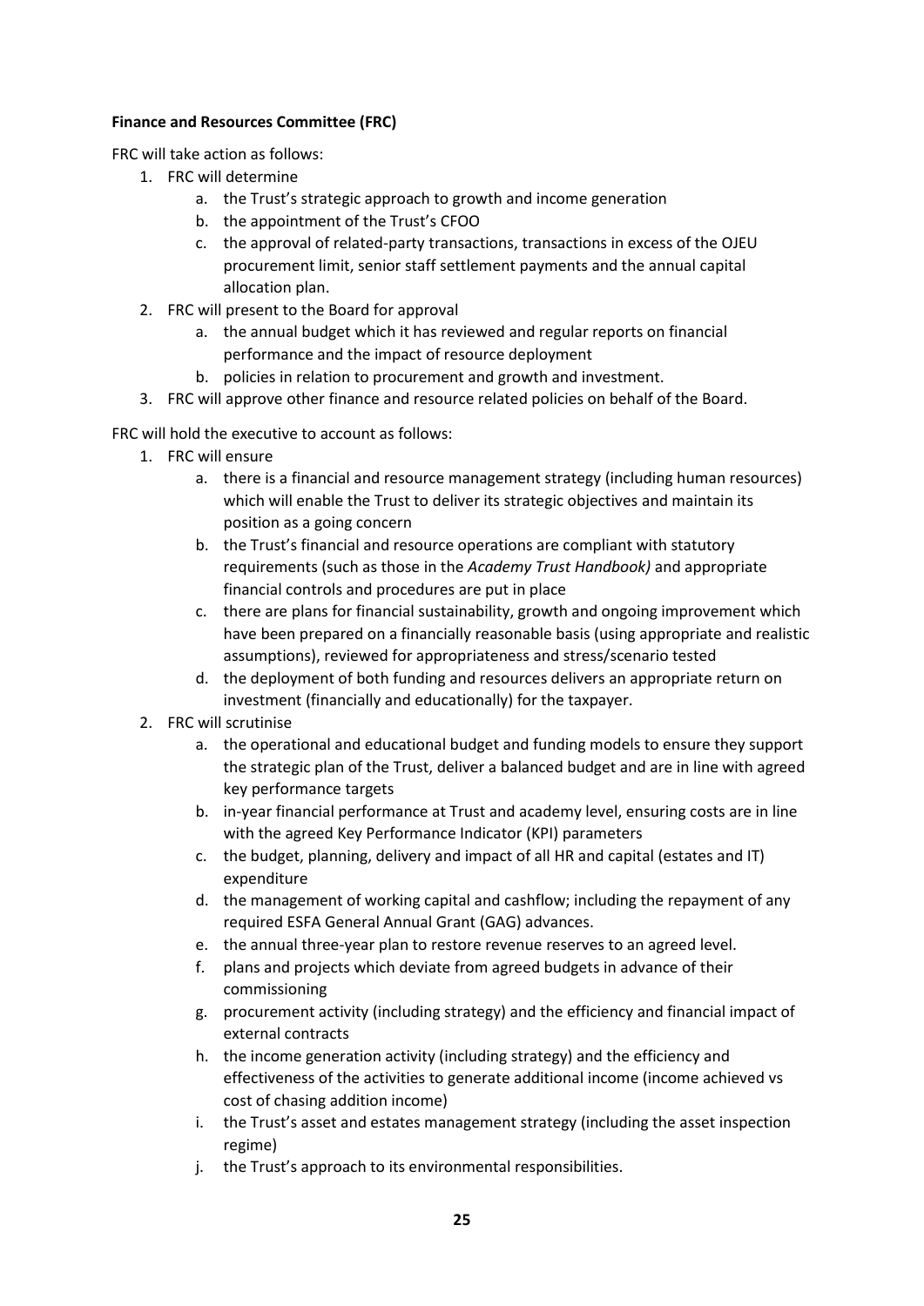**Finance and Resources Committee (FRC)**

FRC will take action as follows:

1. FRC will determine
    a. the Trust's strategic approach to growth and income generation
    b. the appointment of the Trust's CFOO
    c. the approval of related-party transactions, transactions in excess of the OJEU procurement limit, senior staff settlement payments and the annual capital allocation plan.
2. FRC will present to the Board for approval
    a. the annual budget which it has reviewed and regular reports on financial performance and the impact of resource deployment
    b. policies in relation to procurement and growth and investment.
3. FRC will approve other finance and resource related policies on behalf of the Board.

FRC will hold the executive to account as follows:

1. FRC will ensure
    a. there is a financial and resource management strategy (including human resources) which will enable the Trust to deliver its strategic objectives and maintain its position as a going concern
    b. the Trust's financial and resource operations are compliant with statutory requirements (such as those in the *Academy Trust Handbook)* and appropriate financial controls and procedures are put in place
    c. there are plans for financial sustainability, growth and ongoing improvement which have been prepared on a financially reasonable basis (using appropriate and realistic assumptions), reviewed for appropriateness and stress/scenario tested
    d. the deployment of both funding and resources delivers an appropriate return on investment (financially and educationally) for the taxpayer.
2. FRC will scrutinise
    a. the operational and educational budget and funding models to ensure they support the strategic plan of the Trust, deliver a balanced budget and are in line with agreed key performance targets
    b. in-year financial performance at Trust and academy level, ensuring costs are in line with the agreed Key Performance Indicator (KPI) parameters
    c. the budget, planning, delivery and impact of all HR and capital (estates and IT) expenditure
    d. the management of working capital and cashflow; including the repayment of any required ESFA General Annual Grant (GAG) advances.
    e. the annual three-year plan to restore revenue reserves to an agreed level.
    f. plans and projects which deviate from agreed budgets in advance of their commissioning
    g. procurement activity (including strategy) and the efficiency and financial impact of external contracts
    h. the income generation activity (including strategy) and the efficiency and effectiveness of the activities to generate additional income (income achieved vs cost of chasing addition income)
    i. the Trust's asset and estates management strategy (including the asset inspection regime)
    j. the Trust's approach to its environmental responsibilities.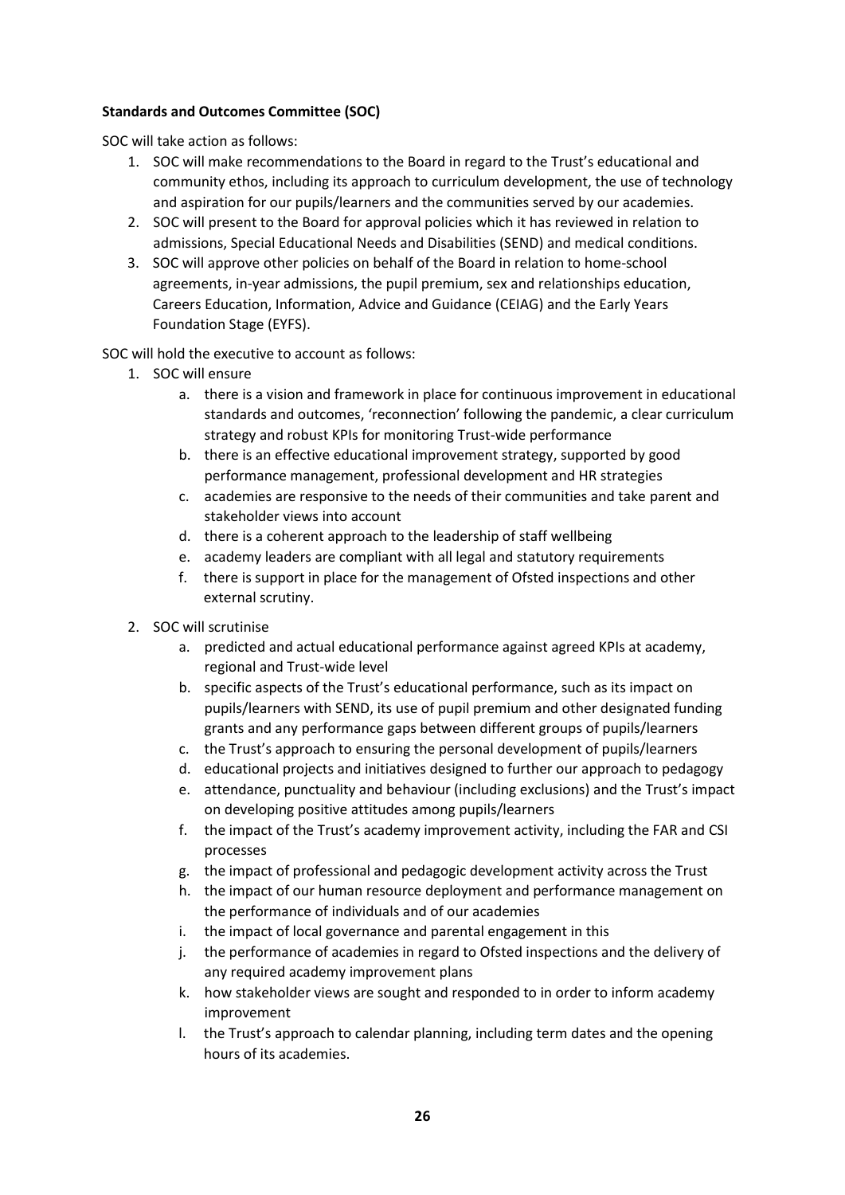**Standards and Outcomes Committee (SOC)**

SOC will take action as follows:

1. SOC will make recommendations to the Board in regard to the Trust's educational and community ethos, including its approach to curriculum development, the use of technology and aspiration for our pupils/learners and the communities served by our academies.
2. SOC will present to the Board for approval policies which it has reviewed in relation to admissions, Special Educational Needs and Disabilities (SEND) and medical conditions.
3. SOC will approve other policies on behalf of the Board in relation to home-school agreements, in-year admissions, the pupil premium, sex and relationships education, Careers Education, Information, Advice and Guidance (CEIAG) and the Early Years Foundation Stage (EYFS).

SOC will hold the executive to account as follows:

1. SOC will ensure
   a. there is a vision and framework in place for continuous improvement in educational standards and outcomes, 'reconnection' following the pandemic, a clear curriculum strategy and robust KPIs for monitoring Trust-wide performance
   b. there is an effective educational improvement strategy, supported by good performance management, professional development and HR strategies
   c. academies are responsive to the needs of their communities and take parent and stakeholder views into account
   d. there is a coherent approach to the leadership of staff wellbeing
   e. academy leaders are compliant with all legal and statutory requirements
   f. there is support in place for the management of Ofsted inspections and other external scrutiny.
2. SOC will scrutinise
   a. predicted and actual educational performance against agreed KPIs at academy, regional and Trust-wide level
   b. specific aspects of the Trust's educational performance, such as its impact on pupils/learners with SEND, its use of pupil premium and other designated funding grants and any performance gaps between different groups of pupils/learners
   c. the Trust's approach to ensuring the personal development of pupils/learners
   d. educational projects and initiatives designed to further our approach to pedagogy
   e. attendance, punctuality and behaviour (including exclusions) and the Trust's impact on developing positive attitudes among pupils/learners
   f. the impact of the Trust's academy improvement activity, including the FAR and CSI processes
   g. the impact of professional and pedagogic development activity across the Trust
   h. the impact of our human resource deployment and performance management on the performance of individuals and of our academies
   i. the impact of local governance and parental engagement in this
   j. the performance of academies in regard to Ofsted inspections and the delivery of any required academy improvement plans
   k. how stakeholder views are sought and responded to in order to inform academy improvement
   l. the Trust's approach to calendar planning, including term dates and the opening hours of its academies.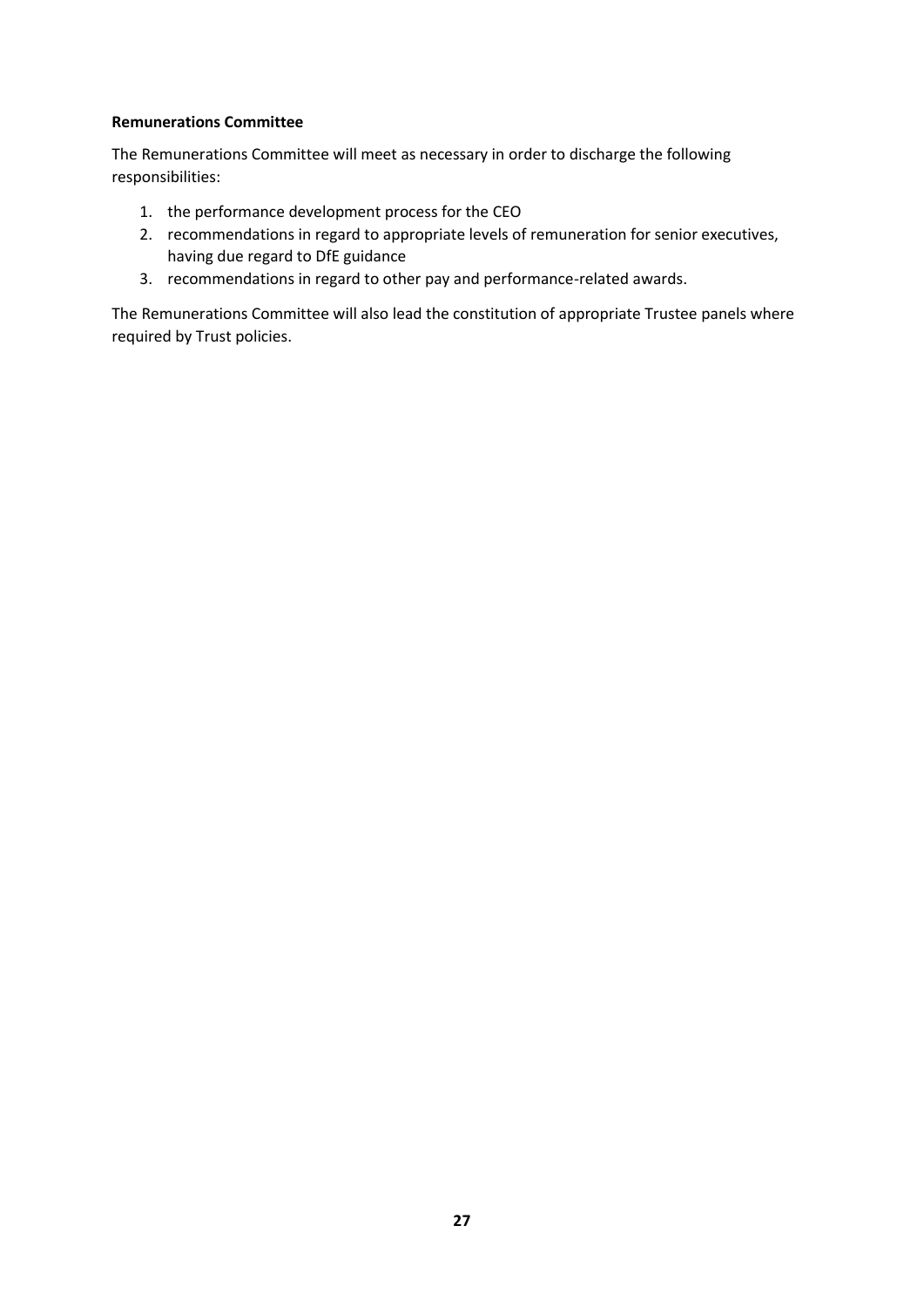**Remunerations Committee**

The Remunerations Committee will meet as necessary in order to discharge the following responsibilities:

1. the performance development process for the CEO
2. recommendations in regard to appropriate levels of remuneration for senior executives, having due regard to DfE guidance
3. recommendations in regard to other pay and performance-related awards.

The Remunerations Committee will also lead the constitution of appropriate Trustee panels where required by Trust policies.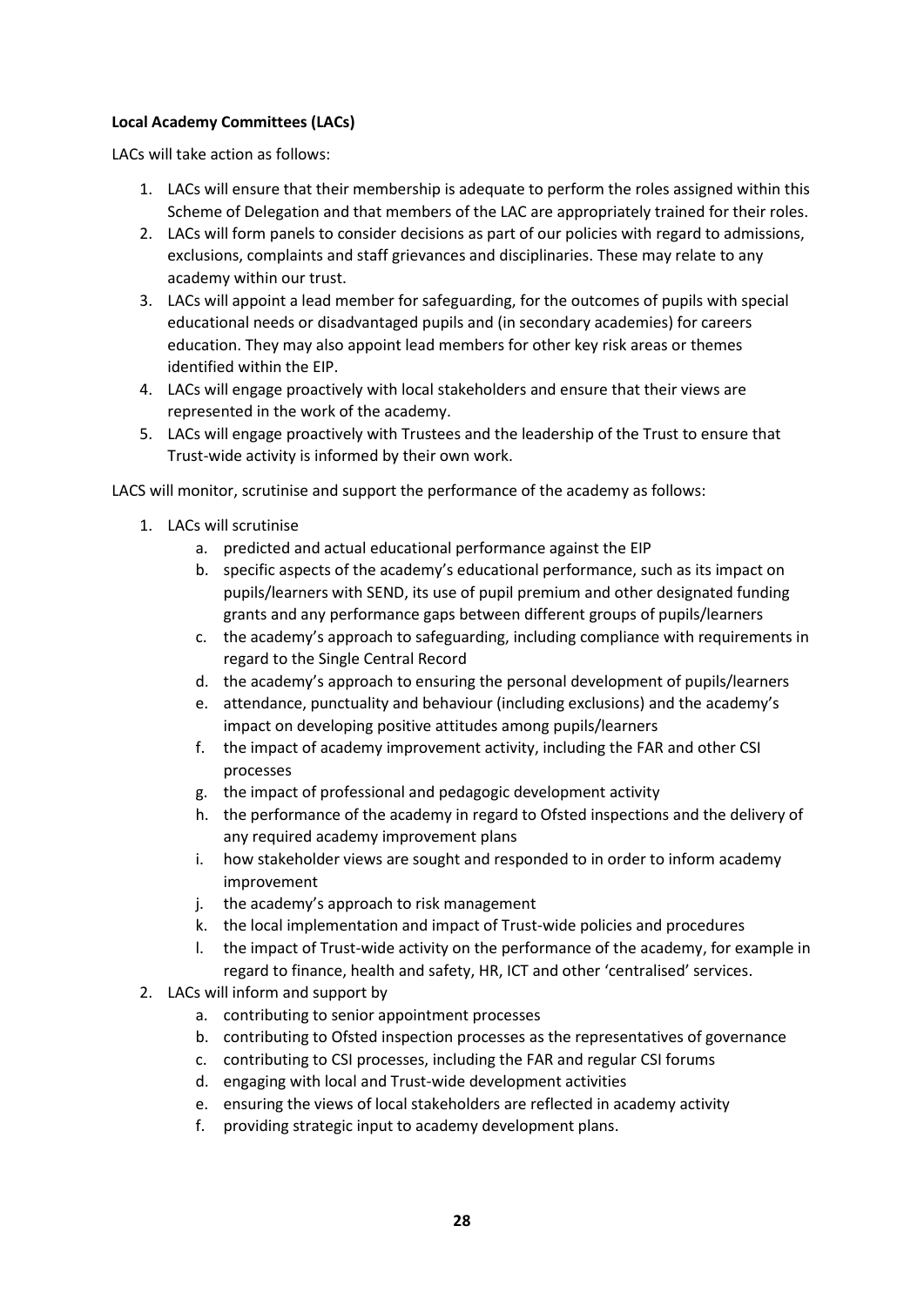**Local Academy Committees (LACs)**

LACs will take action as follows:

1. LACs will ensure that their membership is adequate to perform the roles assigned within this Scheme of Delegation and that members of the LAC are appropriately trained for their roles.
2. LACs will form panels to consider decisions as part of our policies with regard to admissions, exclusions, complaints and staff grievances and disciplinaries. These may relate to any academy within our trust.
3. LACs will appoint a lead member for safeguarding, for the outcomes of pupils with special educational needs or disadvantaged pupils and (in secondary academies) for careers education. They may also appoint lead members for other key risk areas or themes identified within the EIP.
4. LACs will engage proactively with local stakeholders and ensure that their views are represented in the work of the academy.
5. LACs will engage proactively with Trustees and the leadership of the Trust to ensure that Trust-wide activity is informed by their own work.

LACS will monitor, scrutinise and support the performance of the academy as follows:

1. LACs will scrutinise
   a. predicted and actual educational performance against the EIP
   b. specific aspects of the academy's educational performance, such as its impact on pupils/learners with SEND, its use of pupil premium and other designated funding grants and any performance gaps between different groups of pupils/learners
   c. the academy's approach to safeguarding, including compliance with requirements in regard to the Single Central Record
   d. the academy's approach to ensuring the personal development of pupils/learners
   e. attendance, punctuality and behaviour (including exclusions) and the academy's impact on developing positive attitudes among pupils/learners
   f. the impact of academy improvement activity, including the FAR and other CSI processes
   g. the impact of professional and pedagogic development activity
   h. the performance of the academy in regard to Ofsted inspections and the delivery of any required academy improvement plans
   i. how stakeholder views are sought and responded to in order to inform academy improvement
   j. the academy's approach to risk management
   k. the local implementation and impact of Trust-wide policies and procedures
   l. the impact of Trust-wide activity on the performance of the academy, for example in regard to finance, health and safety, HR, ICT and other 'centralised' services.
2. LACs will inform and support by
   a. contributing to senior appointment processes
   b. contributing to Ofsted inspection processes as the representatives of governance
   c. contributing to CSI processes, including the FAR and regular CSI forums
   d. engaging with local and Trust-wide development activities
   e. ensuring the views of local stakeholders are reflected in academy activity
   f. providing strategic input to academy development plans.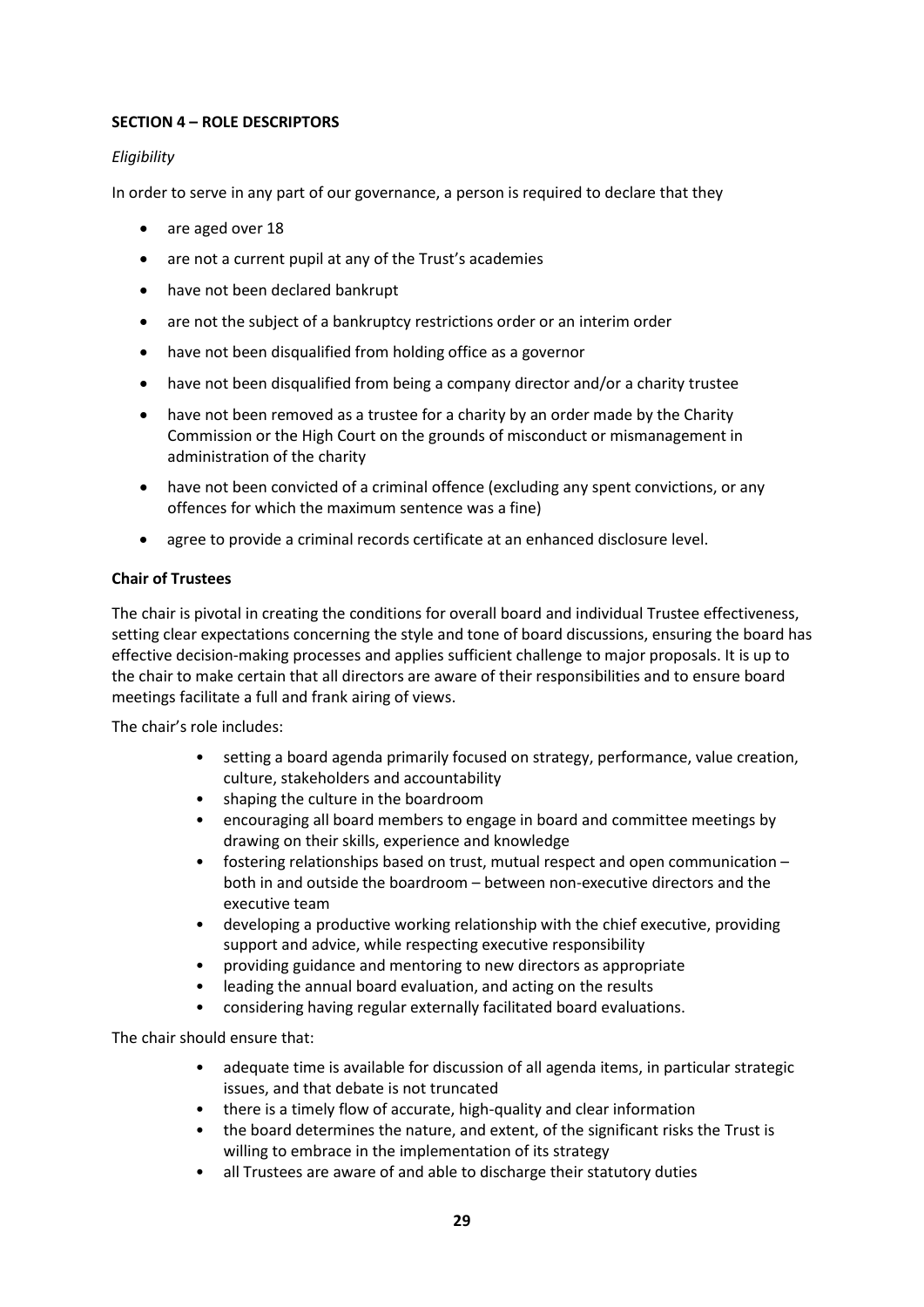**SECTION 4 – ROLE DESCRIPTORS**

*Eligibility*

In order to serve in any part of our governance, a person is required to declare that they

- are aged over 18
- are not a current pupil at any of the Trust's academies
- have not been declared bankrupt
- are not the subject of a bankruptcy restrictions order or an interim order
- have not been disqualified from holding office as a governor
- have not been disqualified from being a company director and/or a charity trustee
- have not been removed as a trustee for a charity by an order made by the Charity Commission or the High Court on the grounds of misconduct or mismanagement in administration of the charity
- have not been convicted of a criminal offence (excluding any spent convictions, or any offences for which the maximum sentence was a fine)
- agree to provide a criminal records certificate at an enhanced disclosure level.

**Chair of Trustees**

The chair is pivotal in creating the conditions for overall board and individual Trustee effectiveness, setting clear expectations concerning the style and tone of board discussions, ensuring the board has effective decision-making processes and applies sufficient challenge to major proposals. It is up to the chair to make certain that all directors are aware of their responsibilities and to ensure board meetings facilitate a full and frank airing of views.

The chair's role includes:

- setting a board agenda primarily focused on strategy, performance, value creation, culture, stakeholders and accountability
- shaping the culture in the boardroom
- encouraging all board members to engage in board and committee meetings by drawing on their skills, experience and knowledge
- fostering relationships based on trust, mutual respect and open communication – both in and outside the boardroom – between non-executive directors and the executive team
- developing a productive working relationship with the chief executive, providing support and advice, while respecting executive responsibility
- providing guidance and mentoring to new directors as appropriate
- leading the annual board evaluation, and acting on the results
- considering having regular externally facilitated board evaluations.

The chair should ensure that:

- adequate time is available for discussion of all agenda items, in particular strategic issues, and that debate is not truncated
- there is a timely flow of accurate, high-quality and clear information
- the board determines the nature, and extent, of the significant risks the Trust is willing to embrace in the implementation of its strategy
- all Trustees are aware of and able to discharge their statutory duties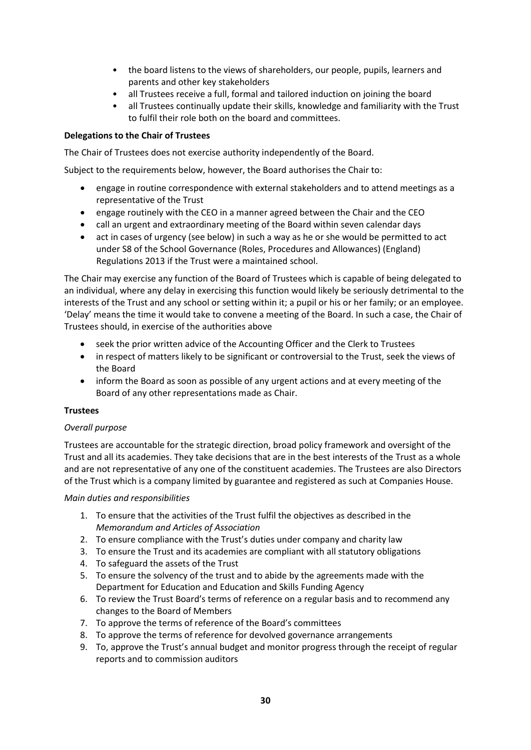- the board listens to the views of shareholders, our people, pupils, learners and parents and other key stakeholders
- all Trustees receive a full, formal and tailored induction on joining the board
- all Trustees continually update their skills, knowledge and familiarity with the Trust to fulfil their role both on the board and committees.

**Delegations to the Chair of Trustees**

The Chair of Trustees does not exercise authority independently of the Board.

Subject to the requirements below, however, the Board authorises the Chair to:

- engage in routine correspondence with external stakeholders and to attend meetings as a representative of the Trust
- engage routinely with the CEO in a manner agreed between the Chair and the CEO
- call an urgent and extraordinary meeting of the Board within seven calendar days
- act in cases of urgency (see below) in such a way as he or she would be permitted to act under S8 of the School Governance (Roles, Procedures and Allowances) (England) Regulations 2013 if the Trust were a maintained school.

The Chair may exercise any function of the Board of Trustees which is capable of being delegated to an individual, where any delay in exercising this function would likely be seriously detrimental to the interests of the Trust and any school or setting within it; a pupil or his or her family; or an employee. 'Delay' means the time it would take to convene a meeting of the Board. In such a case, the Chair of Trustees should, in exercise of the authorities above

- seek the prior written advice of the Accounting Officer and the Clerk to Trustees
- in respect of matters likely to be significant or controversial to the Trust, seek the views of the Board
- inform the Board as soon as possible of any urgent actions and at every meeting of the Board of any other representations made as Chair.

**Trustees**

*Overall purpose*

Trustees are accountable for the strategic direction, broad policy framework and oversight of the Trust and all its academies. They take decisions that are in the best interests of the Trust as a whole and are not representative of any one of the constituent academies. The Trustees are also Directors of the Trust which is a company limited by guarantee and registered as such at Companies House.

*Main duties and responsibilities*

1. To ensure that the activities of the Trust fulfil the objectives as described in the *Memorandum and Articles of Association*
2. To ensure compliance with the Trust's duties under company and charity law
3. To ensure the Trust and its academies are compliant with all statutory obligations
4. To safeguard the assets of the Trust
5. To ensure the solvency of the trust and to abide by the agreements made with the Department for Education and Education and Skills Funding Agency
6. To review the Trust Board's terms of reference on a regular basis and to recommend any changes to the Board of Members
7. To approve the terms of reference of the Board's committees
8. To approve the terms of reference for devolved governance arrangements
9. To, approve the Trust's annual budget and monitor progress through the receipt of regular reports and to commission auditors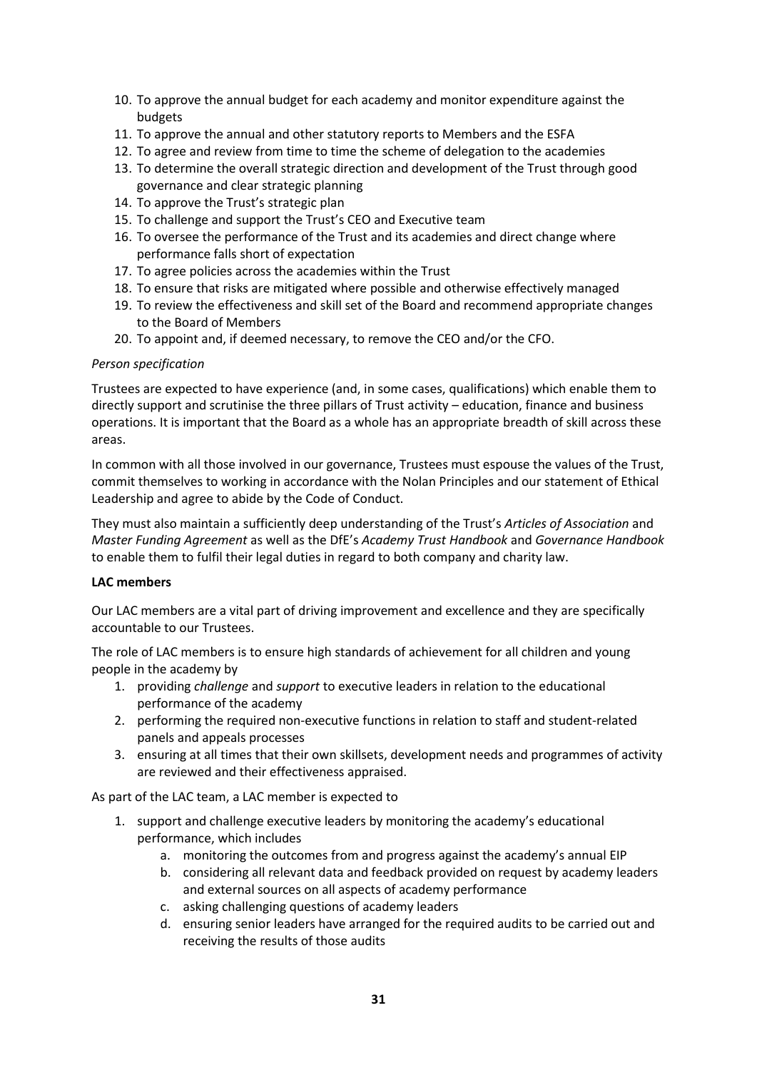10. To approve the annual budget for each academy and monitor expenditure against the budgets
11. To approve the annual and other statutory reports to Members and the ESFA
12. To agree and review from time to time the scheme of delegation to the academies
13. To determine the overall strategic direction and development of the Trust through good governance and clear strategic planning
14. To approve the Trust's strategic plan
15. To challenge and support the Trust's CEO and Executive team
16. To oversee the performance of the Trust and its academies and direct change where performance falls short of expectation
17. To agree policies across the academies within the Trust
18. To ensure that risks are mitigated where possible and otherwise effectively managed
19. To review the effectiveness and skill set of the Board and recommend appropriate changes to the Board of Members
20. To appoint and, if deemed necessary, to remove the CEO and/or the CFO.

*Person specification*

Trustees are expected to have experience (and, in some cases, qualifications) which enable them to directly support and scrutinise the three pillars of Trust activity – education, finance and business operations. It is important that the Board as a whole has an appropriate breadth of skill across these areas.

In common with all those involved in our governance, Trustees must espouse the values of the Trust, commit themselves to working in accordance with the Nolan Principles and our statement of Ethical Leadership and agree to abide by the Code of Conduct.

They must also maintain a sufficiently deep understanding of the Trust's *Articles of Association* and *Master Funding Agreement* as well as the DfE's *Academy Trust Handbook* and *Governance Handbook* to enable them to fulfil their legal duties in regard to both company and charity law.

**LAC members**

Our LAC members are a vital part of driving improvement and excellence and they are specifically accountable to our Trustees.

The role of LAC members is to ensure high standards of achievement for all children and young people in the academy by

1. providing *challenge* and *support* to executive leaders in relation to the educational performance of the academy
2. performing the required non-executive functions in relation to staff and student-related panels and appeals processes
3. ensuring at all times that their own skillsets, development needs and programmes of activity are reviewed and their effectiveness appraised.

As part of the LAC team, a LAC member is expected to

1. support and challenge executive leaders by monitoring the academy's educational performance, which includes
    a. monitoring the outcomes from and progress against the academy's annual EIP
    b. considering all relevant data and feedback provided on request by academy leaders and external sources on all aspects of academy performance
    c. asking challenging questions of academy leaders
    d. ensuring senior leaders have arranged for the required audits to be carried out and receiving the results of those audits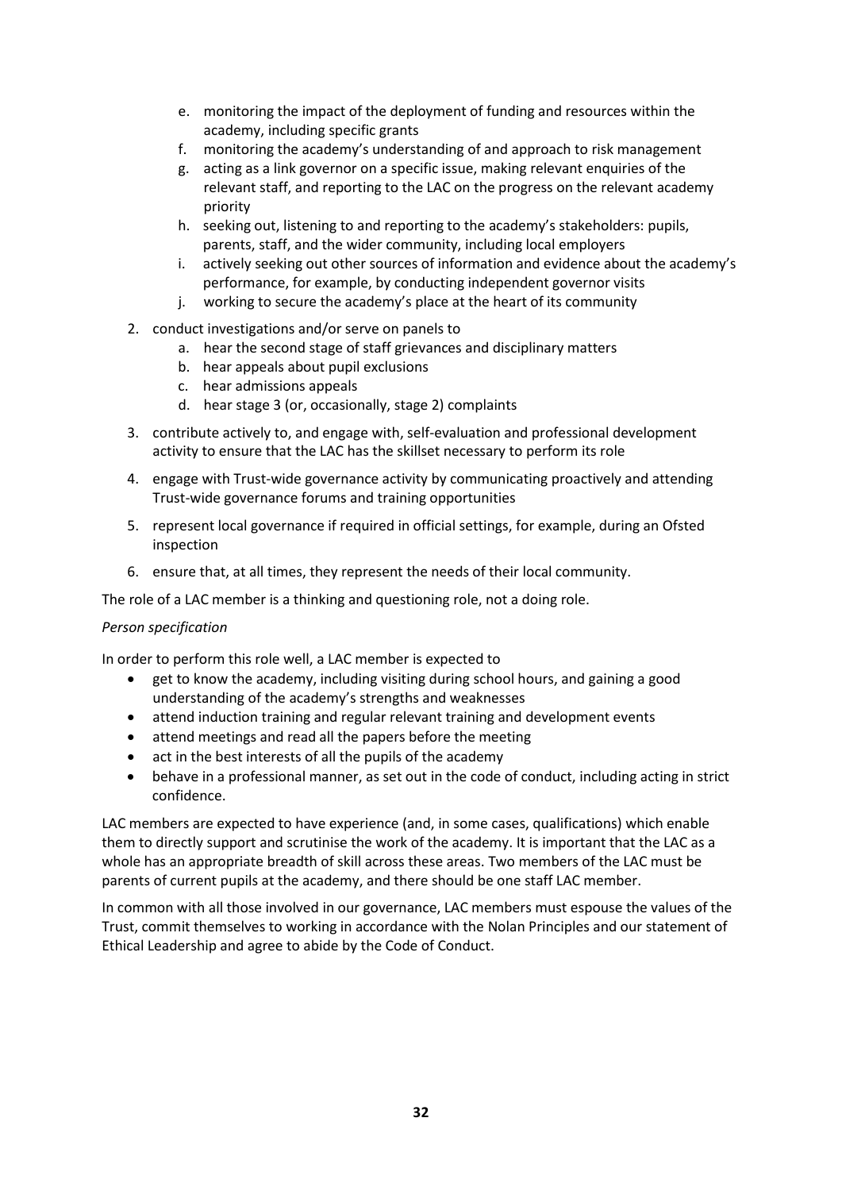e. monitoring the impact of the deployment of funding and resources within the academy, including specific grants
   f. monitoring the academy's understanding of and approach to risk management
   g. acting as a link governor on a specific issue, making relevant enquiries of the relevant staff, and reporting to the LAC on the progress on the relevant academy priority
   h. seeking out, listening to and reporting to the academy's stakeholders: pupils, parents, staff, and the wider community, including local employers
   i. actively seeking out other sources of information and evidence about the academy's performance, for example, by conducting independent governor visits
   j. working to secure the academy's place at the heart of its community

2. conduct investigations and/or serve on panels to
   a. hear the second stage of staff grievances and disciplinary matters
   b. hear appeals about pupil exclusions
   c. hear admissions appeals
   d. hear stage 3 (or, occasionally, stage 2) complaints
3. contribute actively to, and engage with, self-evaluation and professional development activity to ensure that the LAC has the skillset necessary to perform its role
4. engage with Trust-wide governance activity by communicating proactively and attending Trust-wide governance forums and training opportunities
5. represent local governance if required in official settings, for example, during an Ofsted inspection
6. ensure that, at all times, they represent the needs of their local community.

The role of a LAC member is a thinking and questioning role, not a doing role.

*Person specification*

In order to perform this role well, a LAC member is expected to

- get to know the academy, including visiting during school hours, and gaining a good understanding of the academy's strengths and weaknesses
- attend induction training and regular relevant training and development events
- attend meetings and read all the papers before the meeting
- act in the best interests of all the pupils of the academy
- behave in a professional manner, as set out in the code of conduct, including acting in strict confidence.

LAC members are expected to have experience (and, in some cases, qualifications) which enable them to directly support and scrutinise the work of the academy. It is important that the LAC as a whole has an appropriate breadth of skill across these areas. Two members of the LAC must be parents of current pupils at the academy, and there should be one staff LAC member.

In common with all those involved in our governance, LAC members must espouse the values of the Trust, commit themselves to working in accordance with the Nolan Principles and our statement of Ethical Leadership and agree to abide by the Code of Conduct.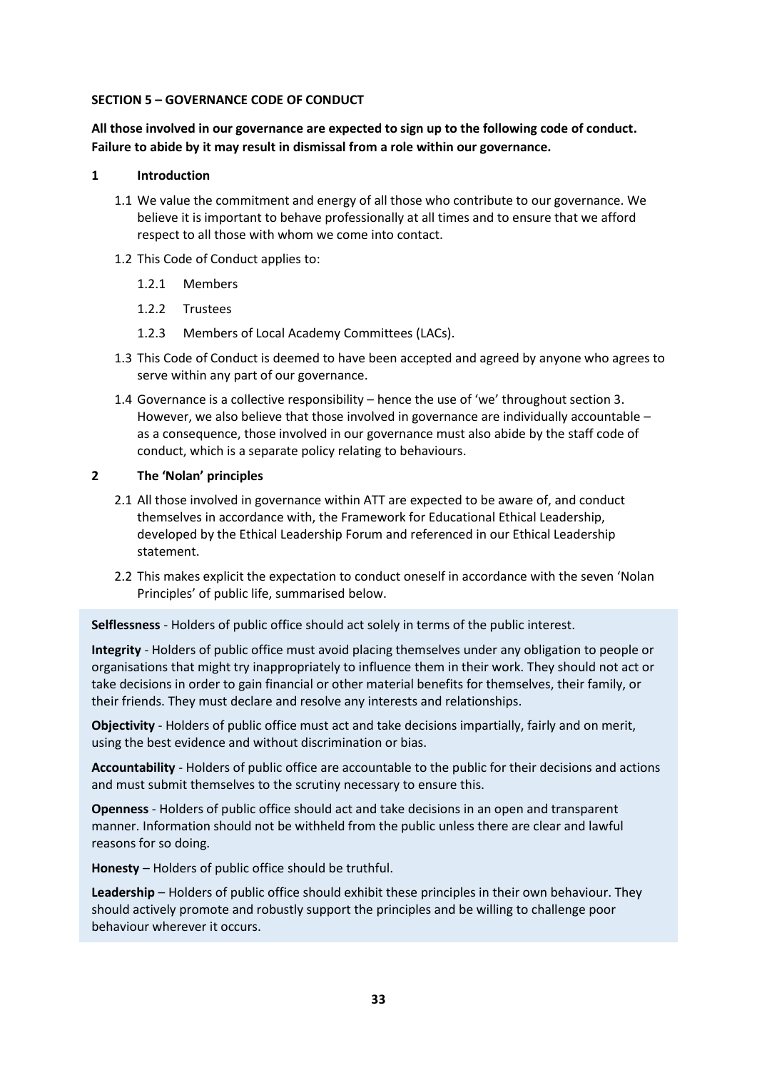## SECTION 5 – GOVERNANCE CODE OF CONDUCT

**All those involved in our governance are expected to sign up to the following code of conduct. Failure to abide by it may result in dismissal from a role within our governance.**

### 1 Introduction

1.1 We value the commitment and energy of all those who contribute to our governance. We believe it is important to behave professionally at all times and to ensure that we afford respect to all those with whom we come into contact.

1.2 This Code of Conduct applies to:

- 1.2.1 Members
- 1.2.2 Trustees
- 1.2.3 Members of Local Academy Committees (LACs).

1.3 This Code of Conduct is deemed to have been accepted and agreed by anyone who agrees to serve within any part of our governance.

1.4 Governance is a collective responsibility – hence the use of 'we' throughout section 3. However, we also believe that those involved in governance are individually accountable – as a consequence, those involved in our governance must also abide by the staff code of conduct, which is a separate policy relating to behaviours.

### 2 The 'Nolan' principles

2.1 All those involved in governance within ATT are expected to be aware of, and conduct themselves in accordance with, the Framework for Educational Ethical Leadership, developed by the Ethical Leadership Forum and referenced in our Ethical Leadership statement.

2.2 This makes explicit the expectation to conduct oneself in accordance with the seven 'Nolan Principles' of public life, summarised below.

**Selflessness** - Holders of public office should act solely in terms of the public interest.

**Integrity** - Holders of public office must avoid placing themselves under any obligation to people or organisations that might try inappropriately to influence them in their work. They should not act or take decisions in order to gain financial or other material benefits for themselves, their family, or their friends. They must declare and resolve any interests and relationships.

**Objectivity** - Holders of public office must act and take decisions impartially, fairly and on merit, using the best evidence and without discrimination or bias.

**Accountability** - Holders of public office are accountable to the public for their decisions and actions and must submit themselves to the scrutiny necessary to ensure this.

**Openness** - Holders of public office should act and take decisions in an open and transparent manner. Information should not be withheld from the public unless there are clear and lawful reasons for so doing.

**Honesty** – Holders of public office should be truthful.

**Leadership** – Holders of public office should exhibit these principles in their own behaviour. They should actively promote and robustly support the principles and be willing to challenge poor behaviour wherever it occurs.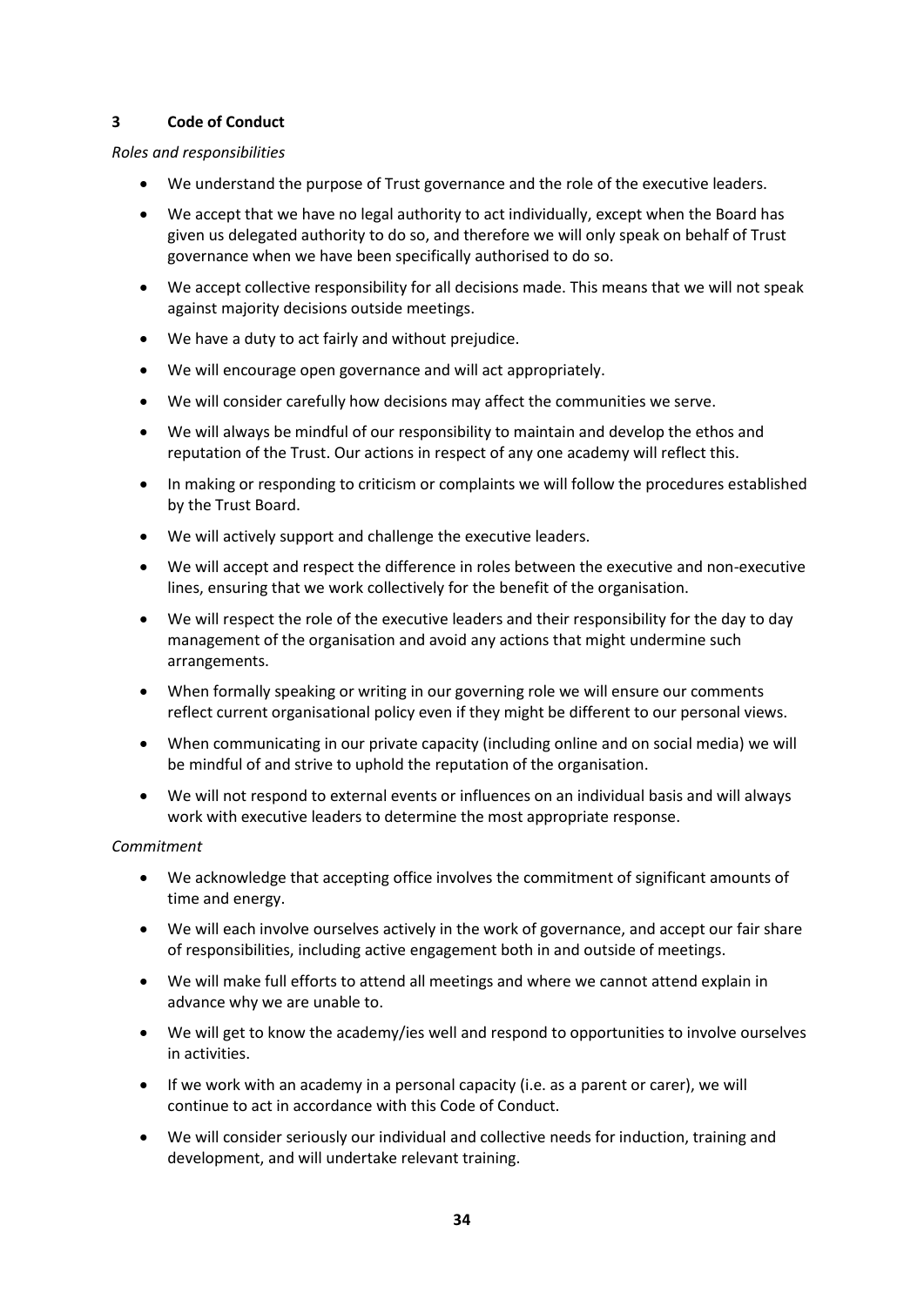## 3 Code of Conduct

*Roles and responsibilities*

- We understand the purpose of Trust governance and the role of the executive leaders.
- We accept that we have no legal authority to act individually, except when the Board has given us delegated authority to do so, and therefore we will only speak on behalf of Trust governance when we have been specifically authorised to do so.
- We accept collective responsibility for all decisions made. This means that we will not speak against majority decisions outside meetings.
- We have a duty to act fairly and without prejudice.
- We will encourage open governance and will act appropriately.
- We will consider carefully how decisions may affect the communities we serve.
- We will always be mindful of our responsibility to maintain and develop the ethos and reputation of the Trust. Our actions in respect of any one academy will reflect this.
- In making or responding to criticism or complaints we will follow the procedures established by the Trust Board.
- We will actively support and challenge the executive leaders.
- We will accept and respect the difference in roles between the executive and non-executive lines, ensuring that we work collectively for the benefit of the organisation.
- We will respect the role of the executive leaders and their responsibility for the day to day management of the organisation and avoid any actions that might undermine such arrangements.
- When formally speaking or writing in our governing role we will ensure our comments reflect current organisational policy even if they might be different to our personal views.
- When communicating in our private capacity (including online and on social media) we will be mindful of and strive to uphold the reputation of the organisation.
- We will not respond to external events or influences on an individual basis and will always work with executive leaders to determine the most appropriate response.

*Commitment*

- We acknowledge that accepting office involves the commitment of significant amounts of time and energy.
- We will each involve ourselves actively in the work of governance, and accept our fair share of responsibilities, including active engagement both in and outside of meetings.
- We will make full efforts to attend all meetings and where we cannot attend explain in advance why we are unable to.
- We will get to know the academy/ies well and respond to opportunities to involve ourselves in activities.
- If we work with an academy in a personal capacity (i.e. as a parent or carer), we will continue to act in accordance with this Code of Conduct.
- We will consider seriously our individual and collective needs for induction, training and development, and will undertake relevant training.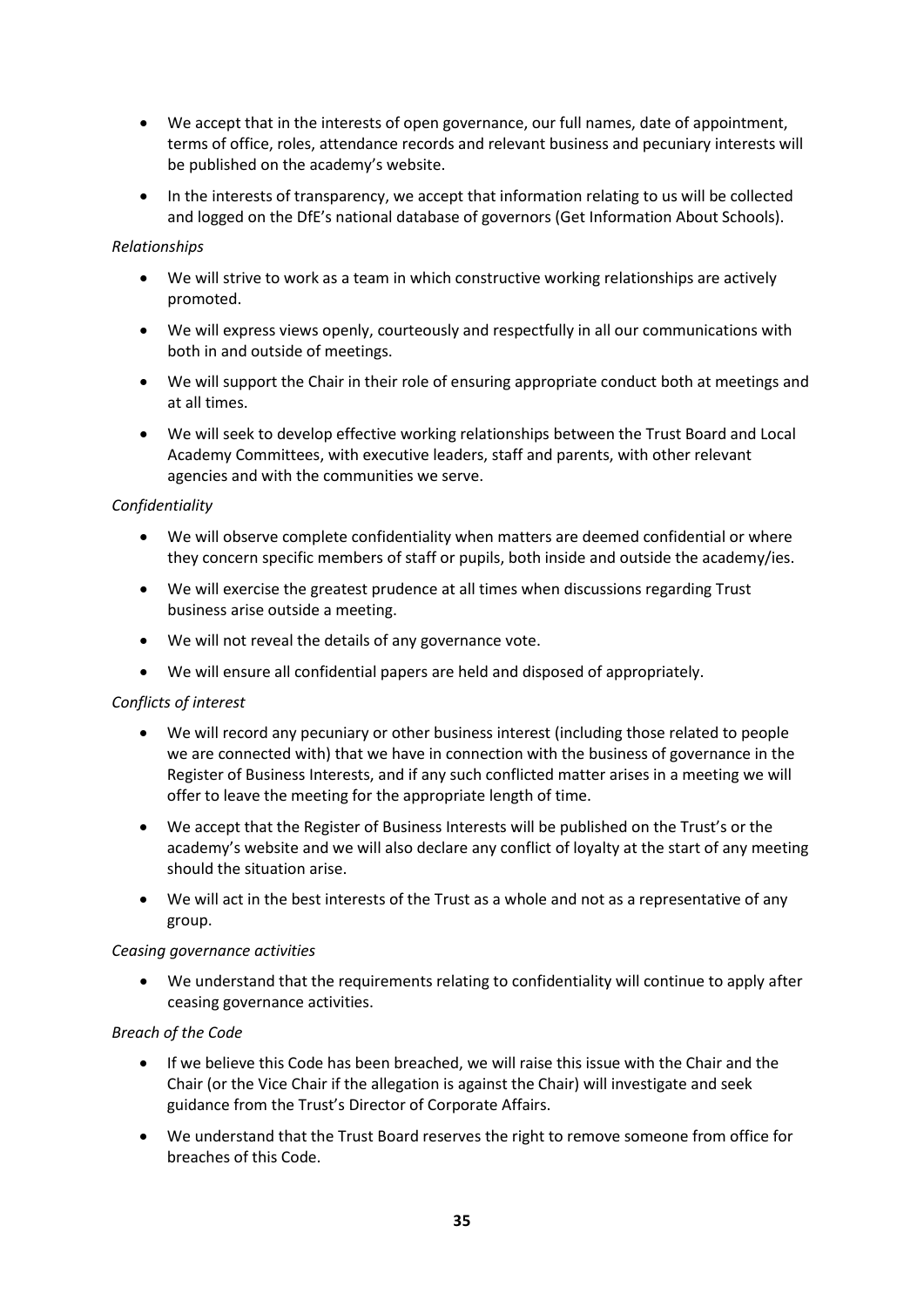- We accept that in the interests of open governance, our full names, date of appointment, terms of office, roles, attendance records and relevant business and pecuniary interests will be published on the academy's website.
- In the interests of transparency, we accept that information relating to us will be collected and logged on the DfE's national database of governors (Get Information About Schools).

*Relationships*

- We will strive to work as a team in which constructive working relationships are actively promoted.
- We will express views openly, courteously and respectfully in all our communications with both in and outside of meetings.
- We will support the Chair in their role of ensuring appropriate conduct both at meetings and at all times.
- We will seek to develop effective working relationships between the Trust Board and Local Academy Committees, with executive leaders, staff and parents, with other relevant agencies and with the communities we serve.

*Confidentiality*

- We will observe complete confidentiality when matters are deemed confidential or where they concern specific members of staff or pupils, both inside and outside the academy/ies.
- We will exercise the greatest prudence at all times when discussions regarding Trust business arise outside a meeting.
- We will not reveal the details of any governance vote.
- We will ensure all confidential papers are held and disposed of appropriately.

*Conflicts of interest*

- We will record any pecuniary or other business interest (including those related to people we are connected with) that we have in connection with the business of governance in the Register of Business Interests, and if any such conflicted matter arises in a meeting we will offer to leave the meeting for the appropriate length of time.
- We accept that the Register of Business Interests will be published on the Trust's or the academy's website and we will also declare any conflict of loyalty at the start of any meeting should the situation arise.
- We will act in the best interests of the Trust as a whole and not as a representative of any group.

*Ceasing governance activities*

- We understand that the requirements relating to confidentiality will continue to apply after ceasing governance activities.

*Breach of the Code*

- If we believe this Code has been breached, we will raise this issue with the Chair and the Chair (or the Vice Chair if the allegation is against the Chair) will investigate and seek guidance from the Trust's Director of Corporate Affairs.
- We understand that the Trust Board reserves the right to remove someone from office for breaches of this Code.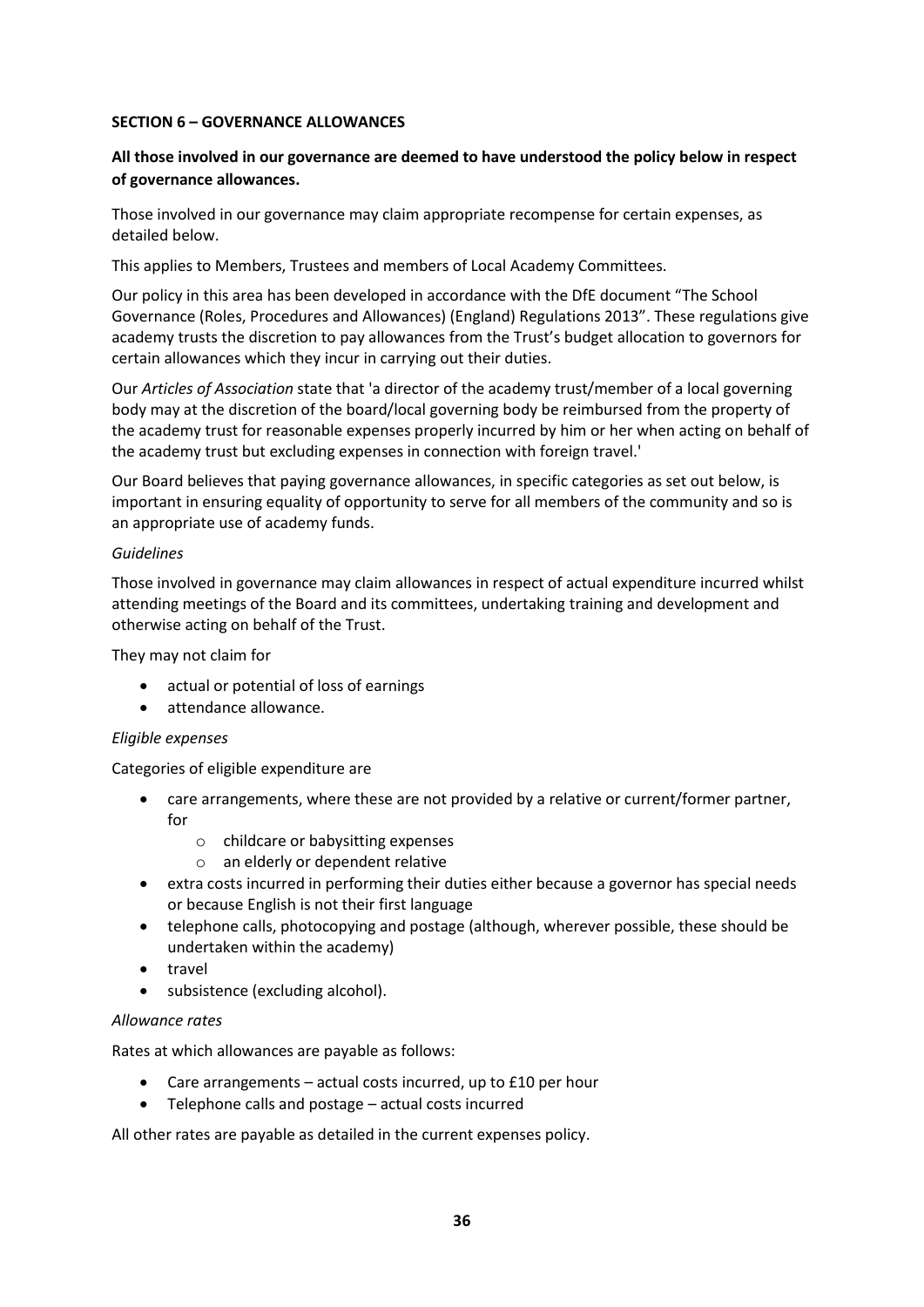**SECTION 6 – GOVERNANCE ALLOWANCES**

**All those involved in our governance are deemed to have understood the policy below in respect of governance allowances.**

Those involved in our governance may claim appropriate recompense for certain expenses, as detailed below.

This applies to Members, Trustees and members of Local Academy Committees.

Our policy in this area has been developed in accordance with the DfE document "The School Governance (Roles, Procedures and Allowances) (England) Regulations 2013". These regulations give academy trusts the discretion to pay allowances from the Trust's budget allocation to governors for certain allowances which they incur in carrying out their duties.

Our *Articles of Association* state that 'a director of the academy trust/member of a local governing body may at the discretion of the board/local governing body be reimbursed from the property of the academy trust for reasonable expenses properly incurred by him or her when acting on behalf of the academy trust but excluding expenses in connection with foreign travel.'

Our Board believes that paying governance allowances, in specific categories as set out below, is important in ensuring equality of opportunity to serve for all members of the community and so is an appropriate use of academy funds.

*Guidelines*

Those involved in governance may claim allowances in respect of actual expenditure incurred whilst attending meetings of the Board and its committees, undertaking training and development and otherwise acting on behalf of the Trust.

They may not claim for

- actual or potential of loss of earnings
- attendance allowance.

*Eligible expenses*

Categories of eligible expenditure are

- care arrangements, where these are not provided by a relative or current/former partner, for
  - childcare or babysitting expenses
  - an elderly or dependent relative
- extra costs incurred in performing their duties either because a governor has special needs or because English is not their first language
- telephone calls, photocopying and postage (although, wherever possible, these should be undertaken within the academy)
- travel
- subsistence (excluding alcohol).

*Allowance rates*

Rates at which allowances are payable as follows:

- Care arrangements – actual costs incurred, up to £10 per hour
- Telephone calls and postage – actual costs incurred

All other rates are payable as detailed in the current expenses policy.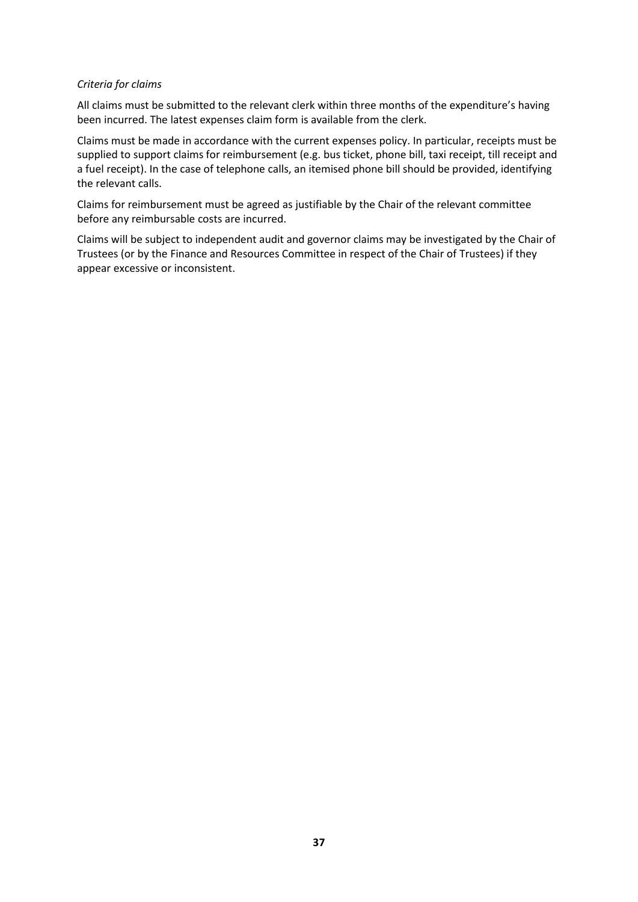*Criteria for claims*

All claims must be submitted to the relevant clerk within three months of the expenditure's having been incurred. The latest expenses claim form is available from the clerk.

Claims must be made in accordance with the current expenses policy. In particular, receipts must be supplied to support claims for reimbursement (e.g. bus ticket, phone bill, taxi receipt, till receipt and a fuel receipt). In the case of telephone calls, an itemised phone bill should be provided, identifying the relevant calls.

Claims for reimbursement must be agreed as justifiable by the Chair of the relevant committee before any reimbursable costs are incurred.

Claims will be subject to independent audit and governor claims may be investigated by the Chair of Trustees (or by the Finance and Resources Committee in respect of the Chair of Trustees) if they appear excessive or inconsistent.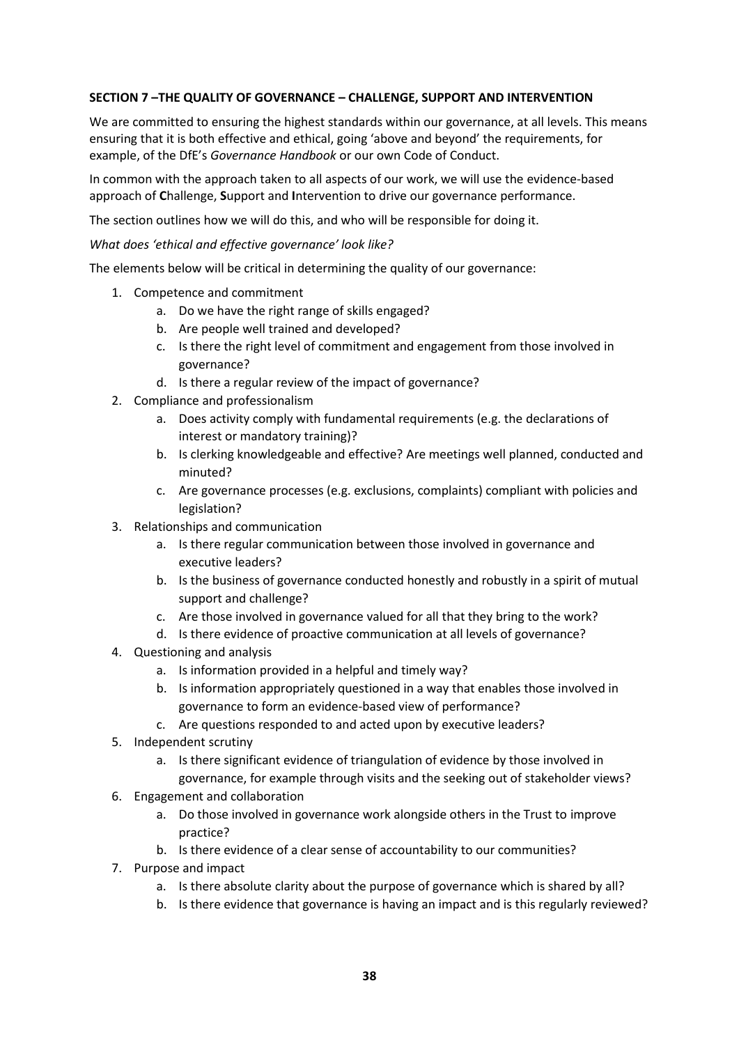## SECTION 7 –THE QUALITY OF GOVERNANCE – CHALLENGE, SUPPORT AND INTERVENTION

We are committed to ensuring the highest standards within our governance, at all levels. This means ensuring that it is both effective and ethical, going 'above and beyond' the requirements, for example, of the DfE's *Governance Handbook* or our own Code of Conduct.

In common with the approach taken to all aspects of our work, we will use the evidence-based approach of **C**hallenge, **S**upport and **I**ntervention to drive our governance performance.

The section outlines how we will do this, and who will be responsible for doing it.

*What does 'ethical and effective governance' look like?*

The elements below will be critical in determining the quality of our governance:

1. Competence and commitment
    a. Do we have the right range of skills engaged?
    b. Are people well trained and developed?
    c. Is there the right level of commitment and engagement from those involved in governance?
    d. Is there a regular review of the impact of governance?
2. Compliance and professionalism
    a. Does activity comply with fundamental requirements (e.g. the declarations of interest or mandatory training)?
    b. Is clerking knowledgeable and effective? Are meetings well planned, conducted and minuted?
    c. Are governance processes (e.g. exclusions, complaints) compliant with policies and legislation?
3. Relationships and communication
    a. Is there regular communication between those involved in governance and executive leaders?
    b. Is the business of governance conducted honestly and robustly in a spirit of mutual support and challenge?
    c. Are those involved in governance valued for all that they bring to the work?
    d. Is there evidence of proactive communication at all levels of governance?
4. Questioning and analysis
    a. Is information provided in a helpful and timely way?
    b. Is information appropriately questioned in a way that enables those involved in governance to form an evidence-based view of performance?
    c. Are questions responded to and acted upon by executive leaders?
5. Independent scrutiny
    a. Is there significant evidence of triangulation of evidence by those involved in governance, for example through visits and the seeking out of stakeholder views?
6. Engagement and collaboration
    a. Do those involved in governance work alongside others in the Trust to improve practice?
    b. Is there evidence of a clear sense of accountability to our communities?
7. Purpose and impact
    a. Is there absolute clarity about the purpose of governance which is shared by all?
    b. Is there evidence that governance is having an impact and is this regularly reviewed?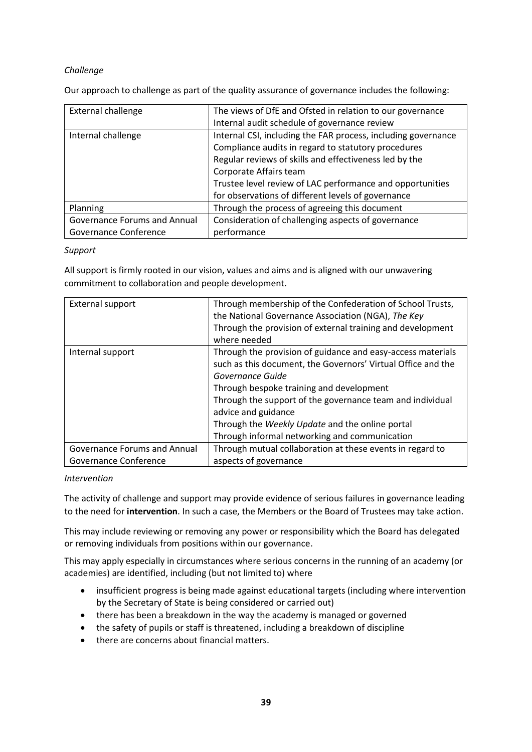*Challenge*

Our approach to challenge as part of the quality assurance of governance includes the following:

| | |
|---|---|
| External challenge | The views of DfE and Ofsted in relation to our governance<br>Internal audit schedule of governance review |
| Internal challenge | Internal CSI, including the FAR process, including governance<br>Compliance audits in regard to statutory procedures<br>Regular reviews of skills and effectiveness led by the Corporate Affairs team<br>Trustee level review of LAC performance and opportunities for observations of different levels of governance |
| Planning | Through the process of agreeing this document |
| Governance Forums and Annual Governance Conference | Consideration of challenging aspects of governance performance |

*Support*

All support is firmly rooted in our vision, values and aims and is aligned with our unwavering commitment to collaboration and people development.

| | |
|---|---|
| External support | Through membership of the Confederation of School Trusts, the National Governance Association (NGA), *The Key*<br>Through the provision of external training and development where needed |
| Internal support | Through the provision of guidance and easy-access materials such as this document, the Governors' Virtual Office and the *Governance Guide*<br>Through bespoke training and development<br>Through the support of the governance team and individual advice and guidance<br>Through the *Weekly Update* and the online portal<br>Through informal networking and communication |
| Governance Forums and Annual Governance Conference | Through mutual collaboration at these events in regard to aspects of governance |

*Intervention*

The activity of challenge and support may provide evidence of serious failures in governance leading to the need for **intervention**. In such a case, the Members or the Board of Trustees may take action.

This may include reviewing or removing any power or responsibility which the Board has delegated or removing individuals from positions within our governance.

This may apply especially in circumstances where serious concerns in the running of an academy (or academies) are identified, including (but not limited to) where

- insufficient progress is being made against educational targets (including where intervention by the Secretary of State is being considered or carried out)
- there has been a breakdown in the way the academy is managed or governed
- the safety of pupils or staff is threatened, including a breakdown of discipline
- there are concerns about financial matters.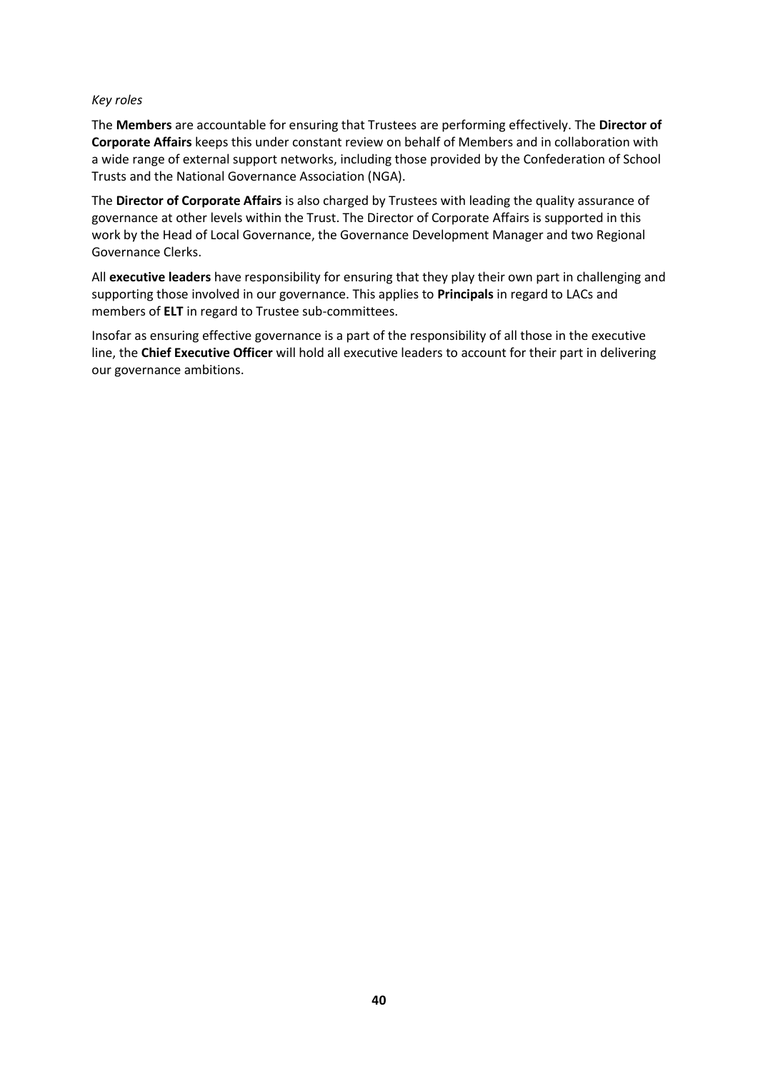*Key roles*

The **Members** are accountable for ensuring that Trustees are performing effectively. The **Director of Corporate Affairs** keeps this under constant review on behalf of Members and in collaboration with a wide range of external support networks, including those provided by the Confederation of School Trusts and the National Governance Association (NGA).

The **Director of Corporate Affairs** is also charged by Trustees with leading the quality assurance of governance at other levels within the Trust. The Director of Corporate Affairs is supported in this work by the Head of Local Governance, the Governance Development Manager and two Regional Governance Clerks.

All **executive leaders** have responsibility for ensuring that they play their own part in challenging and supporting those involved in our governance. This applies to **Principals** in regard to LACs and members of **ELT** in regard to Trustee sub-committees.

Insofar as ensuring effective governance is a part of the responsibility of all those in the executive line, the **Chief Executive Officer** will hold all executive leaders to account for their part in delivering our governance ambitions.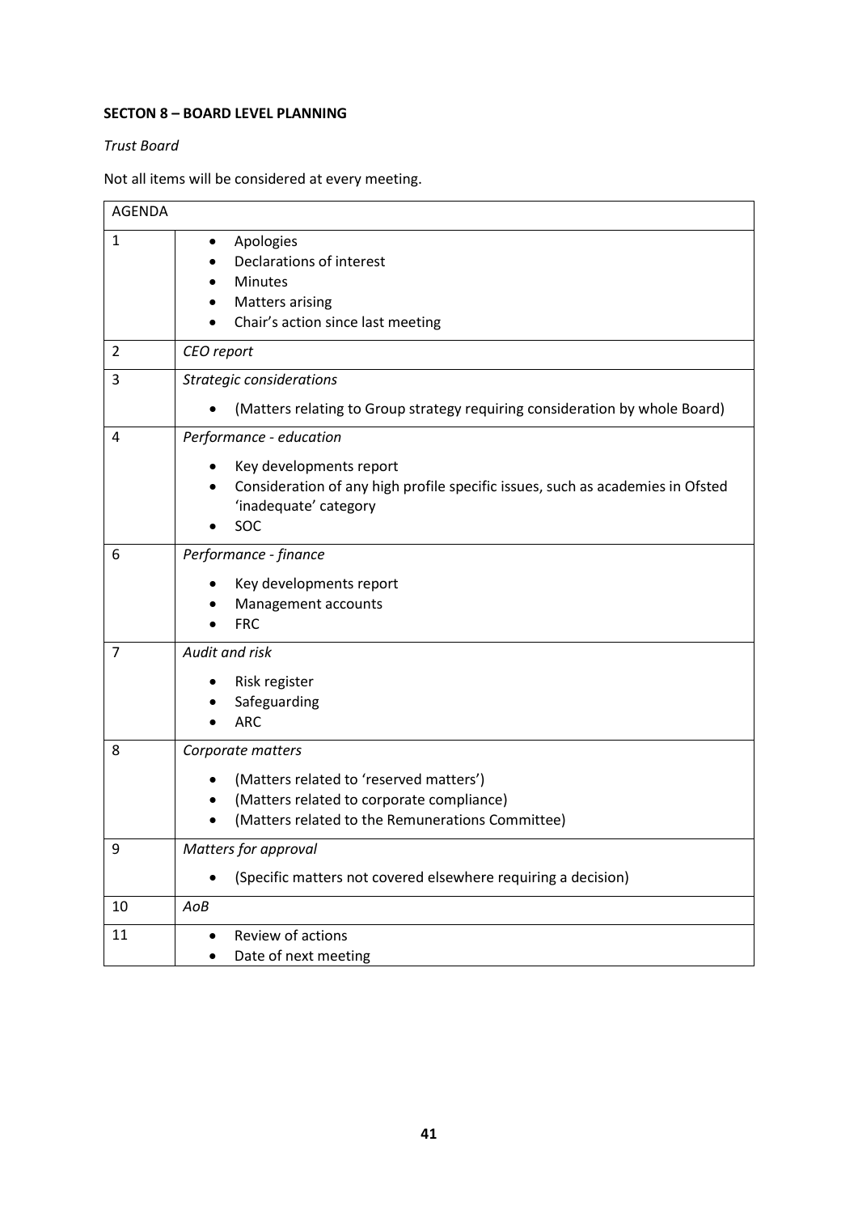**SECTON 8 – BOARD LEVEL PLANNING**

*Trust Board*

Not all items will be considered at every meeting.

| AGENDA | |
|---|---|
| 1 | • Apologies<br>• Declarations of interest<br>• Minutes<br>• Matters arising<br>• Chair's action since last meeting |
| 2 | *CEO report* |
| 3 | *Strategic considerations*<br>• (Matters relating to Group strategy requiring consideration by whole Board) |
| 4 | *Performance - education*<br>• Key developments report<br>• Consideration of any high profile specific issues, such as academies in Ofsted 'inadequate' category<br>• SOC |
| 6 | *Performance - finance*<br>• Key developments report<br>• Management accounts<br>• FRC |
| 7 | *Audit and risk*<br>• Risk register<br>• Safeguarding<br>• ARC |
| 8 | *Corporate matters*<br>• (Matters related to 'reserved matters')<br>• (Matters related to corporate compliance)<br>• (Matters related to the Remunerations Committee) |
| 9 | *Matters for approval*<br>• (Specific matters not covered elsewhere requiring a decision) |
| 10 | *AoB* |
| 11 | • Review of actions<br>• Date of next meeting |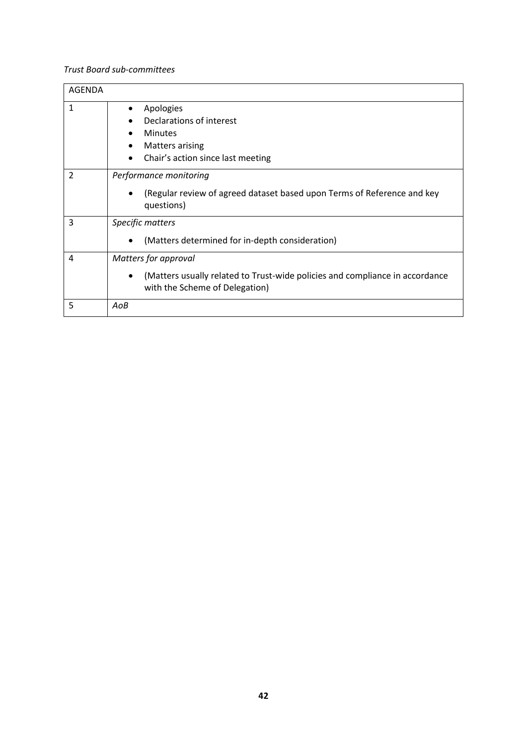*Trust Board sub-committees*

| AGENDA | |
|---|---|
| 1 | • Apologies<br>• Declarations of interest<br>• Minutes<br>• Matters arising<br>• Chair's action since last meeting |
| 2 | *Performance monitoring*<br>• (Regular review of agreed dataset based upon Terms of Reference and key questions) |
| 3 | *Specific matters*<br>• (Matters determined for in-depth consideration) |
| 4 | *Matters for approval*<br>• (Matters usually related to Trust-wide policies and compliance in accordance with the Scheme of Delegation) |
| 5 | *AoB* |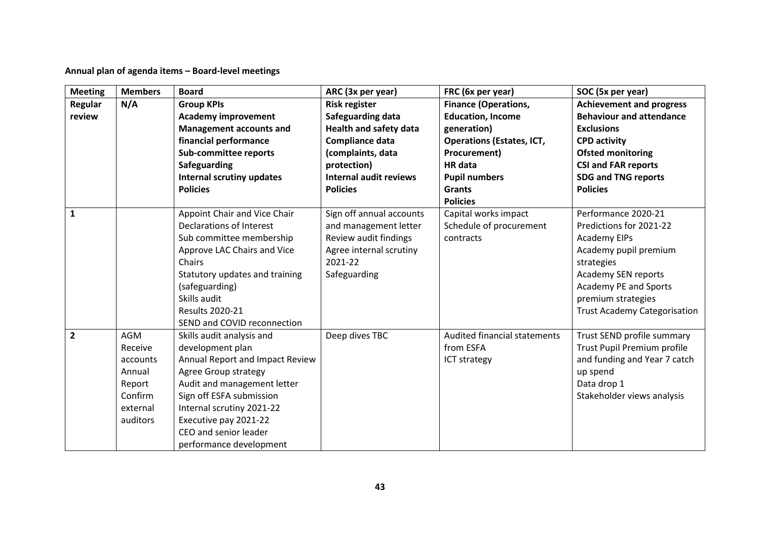**Annual plan of agenda items – Board-level meetings**

| Meeting | Members | Board | ARC (3x per year) | FRC (6x per year) | SOC (5x per year) |
|---|---|---|---|---|---|
| **Regular review** | **N/A** | **Group KPIs**<br>**Academy improvement**<br>**Management accounts and financial performance**<br>**Sub-committee reports**<br>**Safeguarding**<br>**Internal scrutiny updates**<br>**Policies** | **Risk register**<br>**Safeguarding data**<br>**Health and safety data**<br>**Compliance data (complaints, data protection)**<br>**Internal audit reviews**<br>**Policies** | **Finance (Operations, Education, Income generation)**<br>**Operations (Estates, ICT, Procurement)**<br>**HR data**<br>**Pupil numbers**<br>**Grants**<br>**Policies** | **Achievement and progress**<br>**Behaviour and attendance**<br>**Exclusions**<br>**CPD activity**<br>**Ofsted monitoring**<br>**CSI and FAR reports**<br>**SDG and TNG reports**<br>**Policies** |
| **1** | | Appoint Chair and Vice Chair<br>Declarations of Interest<br>Sub committee membership<br>Approve LAC Chairs and Vice Chairs<br>Statutory updates and training (safeguarding)<br>Skills audit<br>Results 2020-21<br>SEND and COVID reconnection | Sign off annual accounts and management letter<br>Review audit findings<br>Agree internal scrutiny 2021-22<br>Safeguarding | Capital works impact<br>Schedule of procurement contracts | Performance 2020-21<br>Predictions for 2021-22<br>Academy EIPs<br>Academy pupil premium strategies<br>Academy SEN reports<br>Academy PE and Sports premium strategies<br>Trust Academy Categorisation |
| **2** | AGM<br>Receive accounts<br>Annual Report<br>Confirm external auditors | Skills audit analysis and development plan<br>Annual Report and Impact Review<br>Agree Group strategy<br>Audit and management letter<br>Sign off ESFA submission<br>Internal scrutiny 2021-22<br>Executive pay 2021-22<br>CEO and senior leader performance development | Deep dives TBC | Audited financial statements from ESFA<br>ICT strategy | Trust SEND profile summary<br>Trust Pupil Premium profile and funding and Year 7 catch up spend<br>Data drop 1<br>Stakeholder views analysis |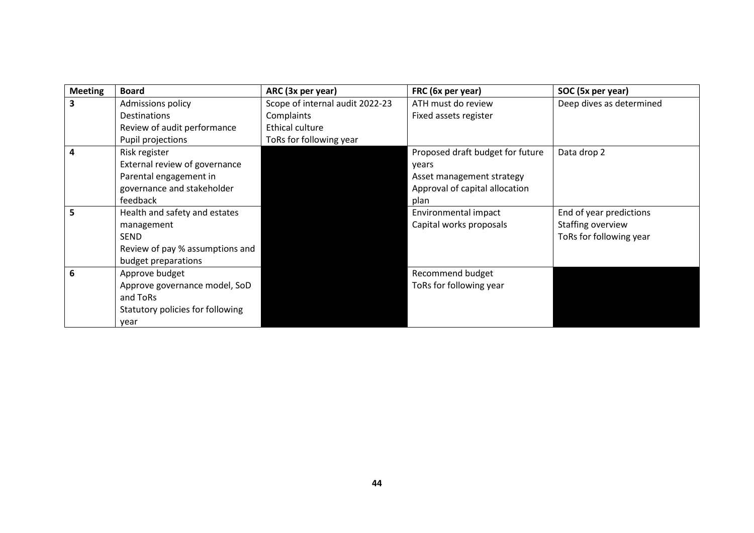| Meeting | Board | ARC (3x per year) | FRC (6x per year) | SOC (5x per year) |
|---|---|---|---|---|
| **3** | Admissions policy<br>Destinations<br>Review of audit performance<br>Pupil projections | Scope of internal audit 2022-23<br>Complaints<br>Ethical culture<br>ToRs for following year | ATH must do review<br>Fixed assets register | Deep dives as determined |
| **4** | Risk register<br>External review of governance<br>Parental engagement in governance and stakeholder feedback | | Proposed draft budget for future years<br>Asset management strategy<br>Approval of capital allocation plan | Data drop 2 |
| **5** | Health and safety and estates management<br>SEND<br>Review of pay % assumptions and budget preparations | | Environmental impact<br>Capital works proposals | End of year predictions<br>Staffing overview<br>ToRs for following year |
| **6** | Approve budget<br>Approve governance model, SoD and ToRs<br>Statutory policies for following year | | Recommend budget<br>ToRs for following year | |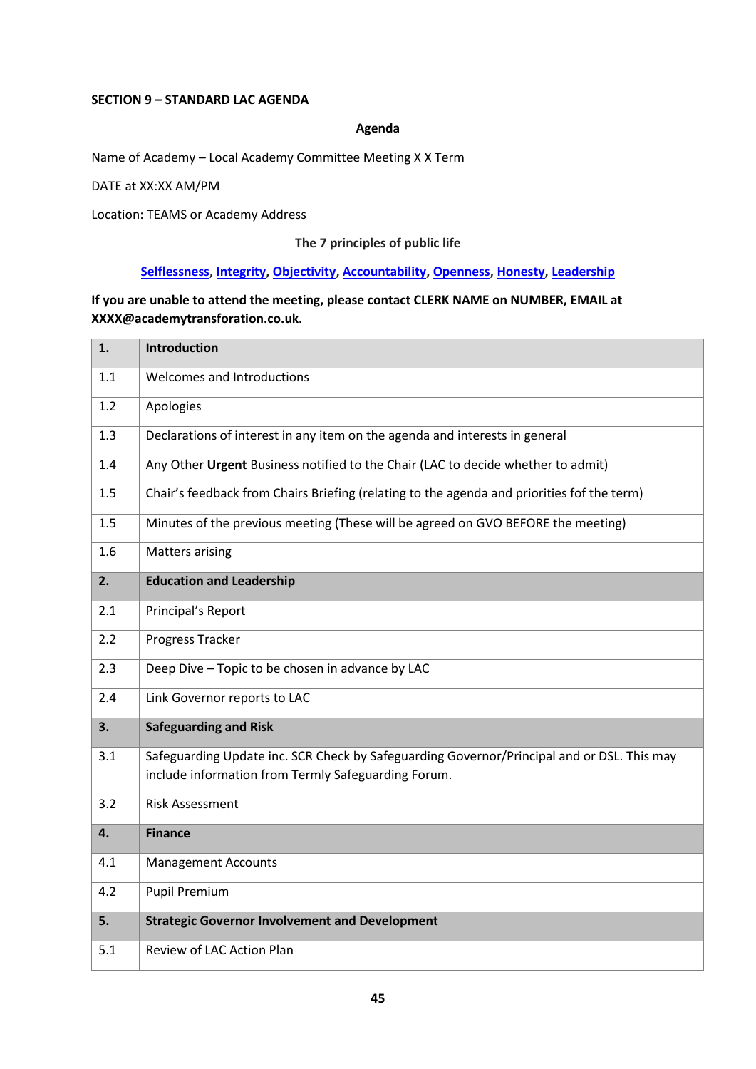**SECTION 9 – STANDARD LAC AGENDA**

**Agenda**

Name of Academy – Local Academy Committee Meeting X X Term

DATE at XX:XX AM/PM

Location: TEAMS or Academy Address

**The 7 principles of public life**

**Selflessness, Integrity, Objectivity, Accountability, Openness, Honesty, Leadership**

**If you are unable to attend the meeting, please contact CLERK NAME on NUMBER, EMAIL at XXXX@academytransforation.co.uk.**

| **1.** | **Introduction** |
|---|---|
| 1.1 | Welcomes and Introductions |
| 1.2 | Apologies |
| 1.3 | Declarations of interest in any item on the agenda and interests in general |
| 1.4 | Any Other **Urgent** Business notified to the Chair (LAC to decide whether to admit) |
| 1.5 | Chair's feedback from Chairs Briefing (relating to the agenda and priorities fof the term) |
| 1.5 | Minutes of the previous meeting (These will be agreed on GVO BEFORE the meeting) |
| 1.6 | Matters arising |
| **2.** | **Education and Leadership** |
| 2.1 | Principal's Report |
| 2.2 | Progress Tracker |
| 2.3 | Deep Dive – Topic to be chosen in advance by LAC |
| 2.4 | Link Governor reports to LAC |
| **3.** | **Safeguarding and Risk** |
| 3.1 | Safeguarding Update inc. SCR Check by Safeguarding Governor/Principal and or DSL. This may include information from Termly Safeguarding Forum. |
| 3.2 | Risk Assessment |
| **4.** | **Finance** |
| 4.1 | Management Accounts |
| 4.2 | Pupil Premium |
| **5.** | **Strategic Governor Involvement and Development** |
| 5.1 | Review of LAC Action Plan |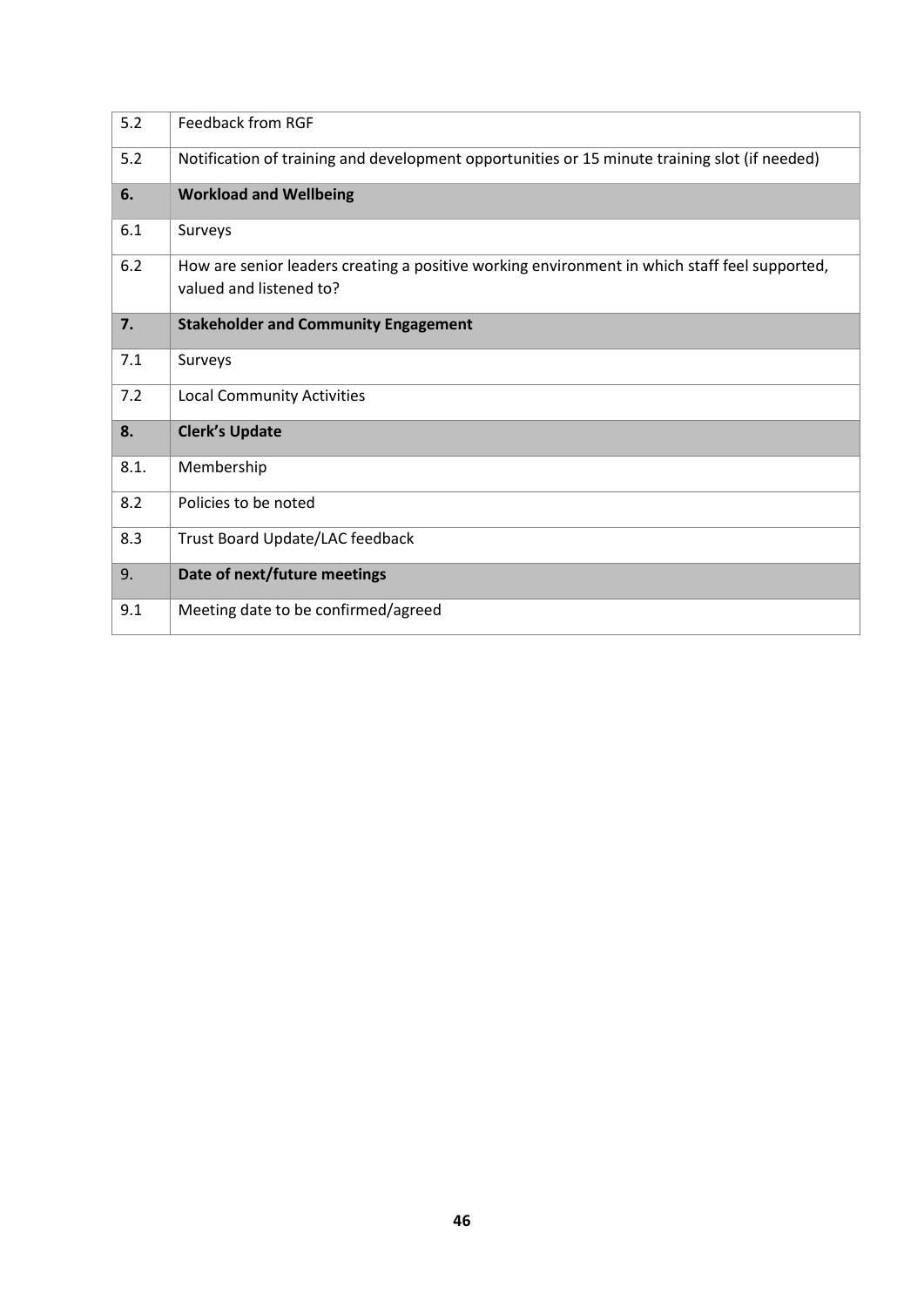| | |
|---|---|
| 5.2 | Feedback from RGF |
| 5.2 | Notification of training and development opportunities or 15 minute training slot (if needed) |
| **6.** | **Workload and Wellbeing** |
| 6.1 | Surveys |
| 6.2 | How are senior leaders creating a positive working environment in which staff feel supported, valued and listened to? |
| **7.** | **Stakeholder and Community Engagement** |
| 7.1 | Surveys |
| 7.2 | Local Community Activities |
| **8.** | **Clerk's Update** |
| 8.1. | Membership |
| 8.2 | Policies to be noted |
| 8.3 | Trust Board Update/LAC feedback |
| 9. | **Date of next/future meetings** |
| 9.1 | Meeting date to be confirmed/agreed |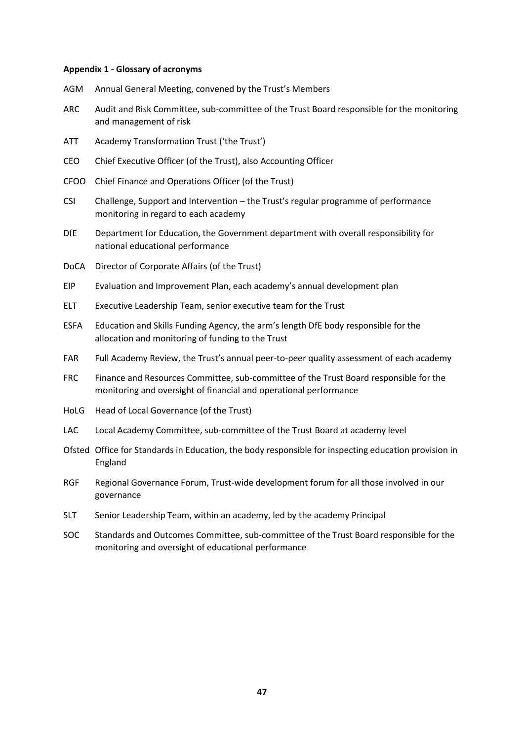**Appendix 1 - Glossary of acronyms**

AGM Annual General Meeting, convened by the Trust's Members

ARC Audit and Risk Committee, sub-committee of the Trust Board responsible for the monitoring and management of risk

ATT Academy Transformation Trust ('the Trust')

CEO Chief Executive Officer (of the Trust), also Accounting Officer

CFOO Chief Finance and Operations Officer (of the Trust)

CSI Challenge, Support and Intervention – the Trust's regular programme of performance monitoring in regard to each academy

DfE Department for Education, the Government department with overall responsibility for national educational performance

DoCA Director of Corporate Affairs (of the Trust)

EIP Evaluation and Improvement Plan, each academy's annual development plan

ELT Executive Leadership Team, senior executive team for the Trust

ESFA Education and Skills Funding Agency, the arm's length DfE body responsible for the allocation and monitoring of funding to the Trust

FAR Full Academy Review, the Trust's annual peer-to-peer quality assessment of each academy

FRC Finance and Resources Committee, sub-committee of the Trust Board responsible for the monitoring and oversight of financial and operational performance

HoLG Head of Local Governance (of the Trust)

LAC Local Academy Committee, sub-committee of the Trust Board at academy level

Ofsted Office for Standards in Education, the body responsible for inspecting education provision in England

RGF Regional Governance Forum, Trust-wide development forum for all those involved in our governance

SLT Senior Leadership Team, within an academy, led by the academy Principal

SOC Standards and Outcomes Committee, sub-committee of the Trust Board responsible for the monitoring and oversight of educational performance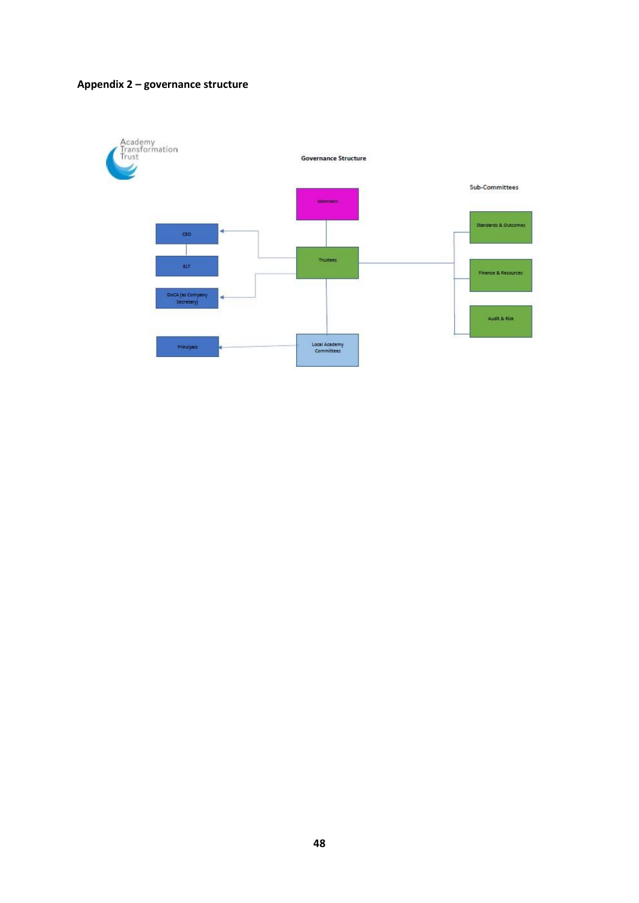**Appendix 2 – governance structure**

Academy Transformation Trust

Governance Structure

Sub-Committees

Members

CEO

ELT

Trustees

DoCA (as Company Secretary)

Principals

Local Academy Committees

Standards & Outcomes

Finance & Resources

Audit & Risk